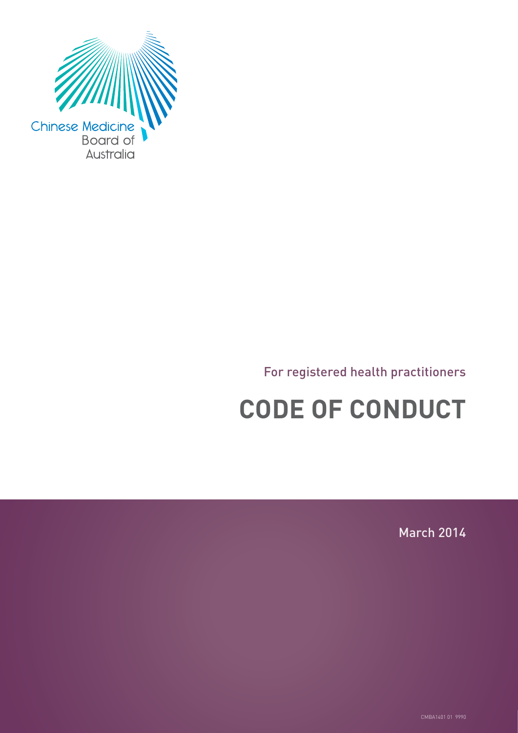Chinese Medicine Board of Australia

For registered health practitioners

# CODE OF CONDUCT

March 2014

CMBA1401 01 9990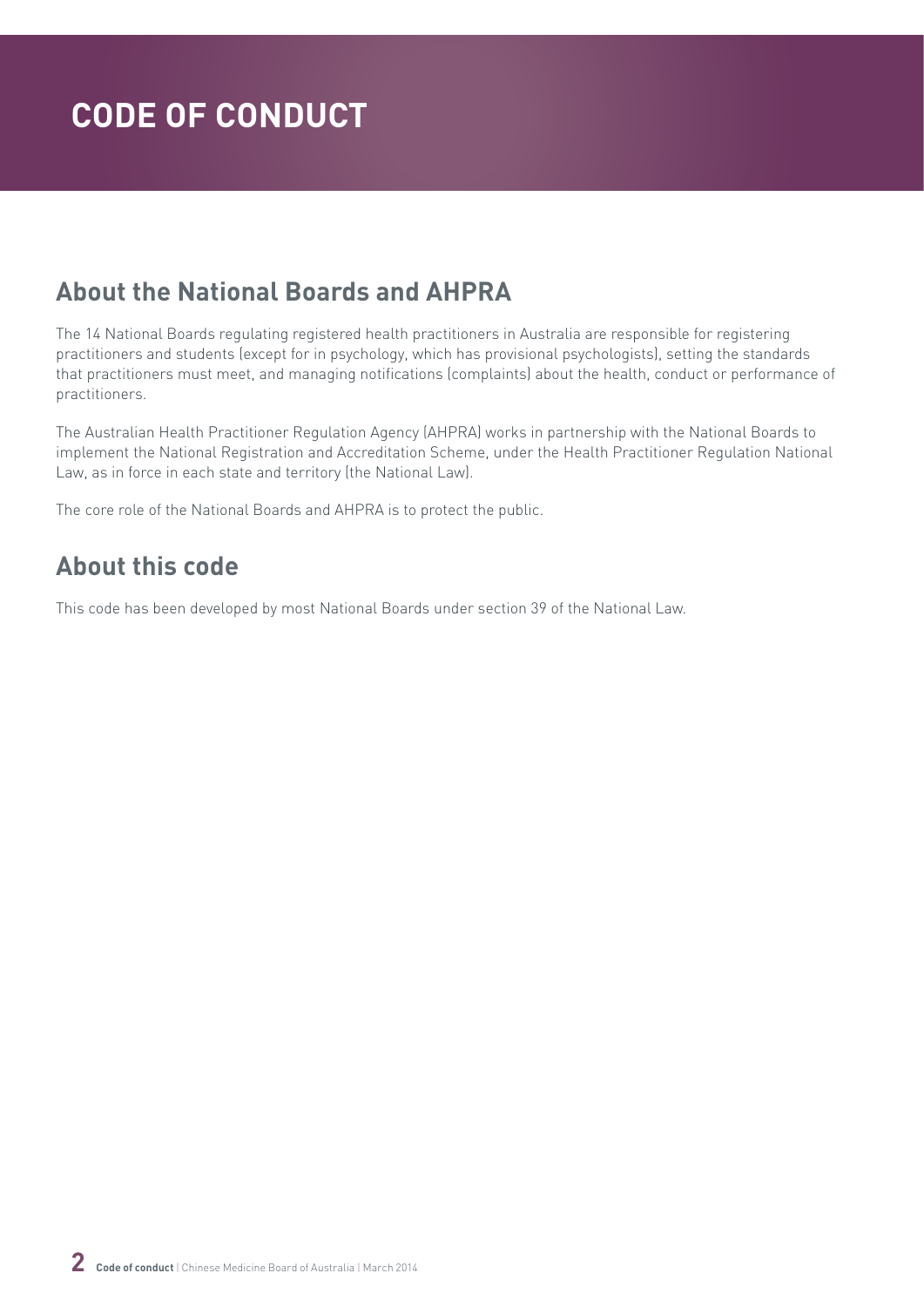# CODE OF CONDUCT

## About the National Boards and AHPRA

The 14 National Boards regulating registered health practitioners in Australia are responsible for registering practitioners and students (except for in psychology, which has provisional psychologists), setting the standards that practitioners must meet, and managing notifications (complaints) about the health, conduct or performance of practitioners.

The Australian Health Practitioner Regulation Agency (AHPRA) works in partnership with the National Boards to implement the National Registration and Accreditation Scheme, under the Health Practitioner Regulation National Law, as in force in each state and territory (the National Law).

The core role of the National Boards and AHPRA is to protect the public.

## About this code

This code has been developed by most National Boards under section 39 of the National Law.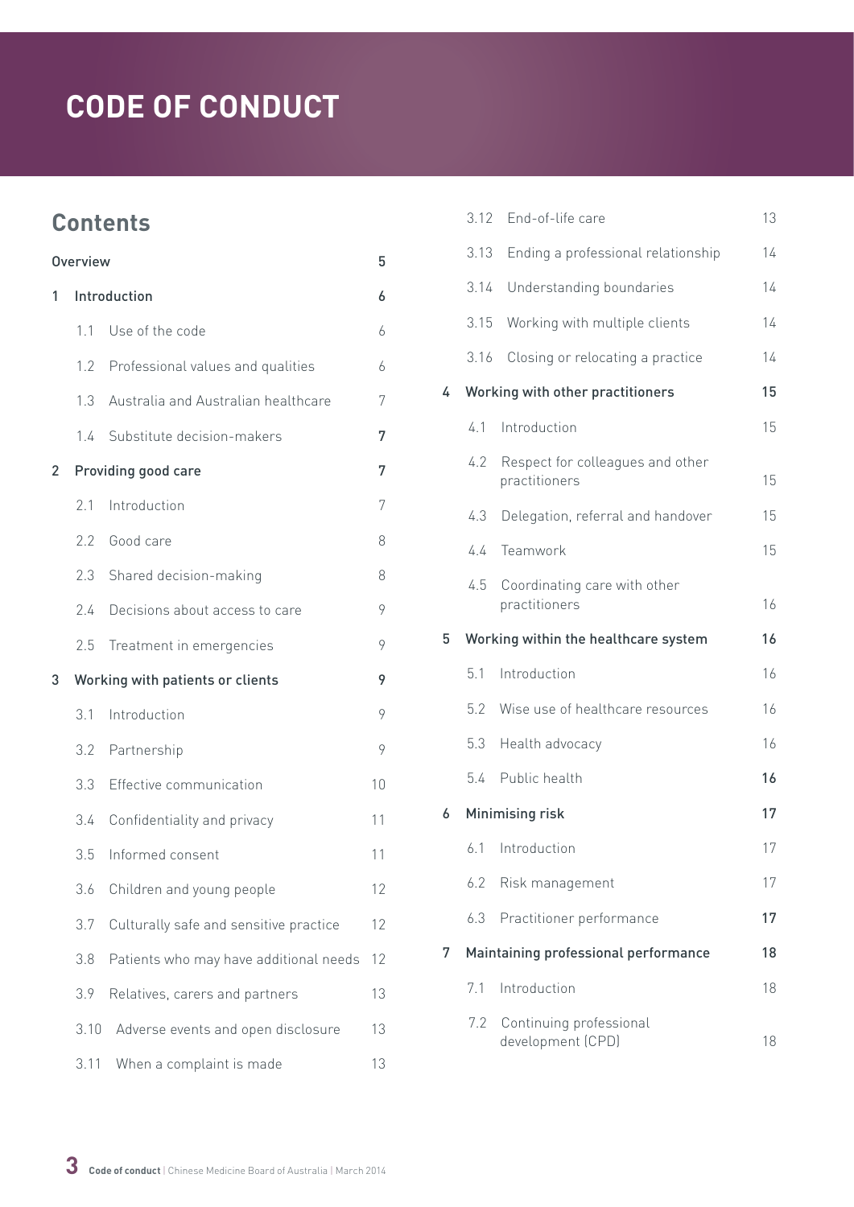# CODE OF CONDUCT

## Contents

| | |
|---|---|
| Overview | 5 |
| 1 Introduction | 6 |
| 1.1 Use of the code | 6 |
| 1.2 Professional values and qualities | 6 |
| 1.3 Australia and Australian healthcare | 7 |
| 1.4 Substitute decision-makers | 7 |
| 2 Providing good care | 7 |
| 2.1 Introduction | 7 |
| 2.2 Good care | 8 |
| 2.3 Shared decision-making | 8 |
| 2.4 Decisions about access to care | 9 |
| 2.5 Treatment in emergencies | 9 |
| 3 Working with patients or clients | 9 |
| 3.1 Introduction | 9 |
| 3.2 Partnership | 9 |
| 3.3 Effective communication | 10 |
| 3.4 Confidentiality and privacy | 11 |
| 3.5 Informed consent | 11 |
| 3.6 Children and young people | 12 |
| 3.7 Culturally safe and sensitive practice | 12 |
| 3.8 Patients who may have additional needs | 12 |
| 3.9 Relatives, carers and partners | 13 |
| 3.10 Adverse events and open disclosure | 13 |
| 3.11 When a complaint is made | 13 |
| 3.12 End-of-life care | 13 |
| 3.13 Ending a professional relationship | 14 |
| 3.14 Understanding boundaries | 14 |
| 3.15 Working with multiple clients | 14 |
| 3.16 Closing or relocating a practice | 14 |
| 4 Working with other practitioners | 15 |
| 4.1 Introduction | 15 |
| 4.2 Respect for colleagues and other practitioners | 15 |
| 4.3 Delegation, referral and handover | 15 |
| 4.4 Teamwork | 15 |
| 4.5 Coordinating care with other practitioners | 16 |
| 5 Working within the healthcare system | 16 |
| 5.1 Introduction | 16 |
| 5.2 Wise use of healthcare resources | 16 |
| 5.3 Health advocacy | 16 |
| 5.4 Public health | 16 |
| 6 Minimising risk | 17 |
| 6.1 Introduction | 17 |
| 6.2 Risk management | 17 |
| 6.3 Practitioner performance | 17 |
| 7 Maintaining professional performance | 18 |
| 7.1 Introduction | 18 |
| 7.2 Continuing professional development (CPD) | 18 |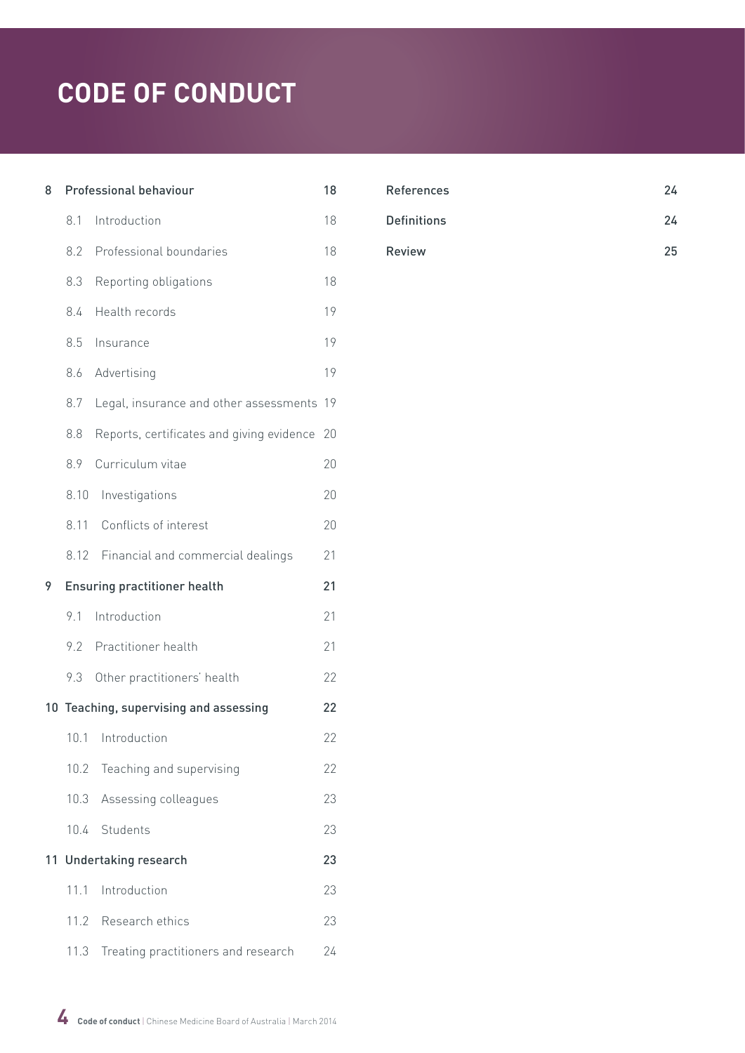# CODE OF CONDUCT

| | | |
|---|---|---|
| **8** | **Professional behaviour** | **18** |
| | 8.1 Introduction | 18 |
| | 8.2 Professional boundaries | 18 |
| | 8.3 Reporting obligations | 18 |
| | 8.4 Health records | 19 |
| | 8.5 Insurance | 19 |
| | 8.6 Advertising | 19 |
| | 8.7 Legal, insurance and other assessments | 19 |
| | 8.8 Reports, certificates and giving evidence | 20 |
| | 8.9 Curriculum vitae | 20 |
| | 8.10 Investigations | 20 |
| | 8.11 Conflicts of interest | 20 |
| | 8.12 Financial and commercial dealings | 21 |
| **9** | **Ensuring practitioner health** | **21** |
| | 9.1 Introduction | 21 |
| | 9.2 Practitioner health | 21 |
| | 9.3 Other practitioners' health | 22 |
| **10** | **Teaching, supervising and assessing** | **22** |
| | 10.1 Introduction | 22 |
| | 10.2 Teaching and supervising | 22 |
| | 10.3 Assessing colleagues | 23 |
| | 10.4 Students | 23 |
| **11** | **Undertaking research** | **23** |
| | 11.1 Introduction | 23 |
| | 11.2 Research ethics | 23 |
| | 11.3 Treating practitioners and research | 24 |
| | **References** | **24** |
| | **Definitions** | **24** |
| | **Review** | **25** |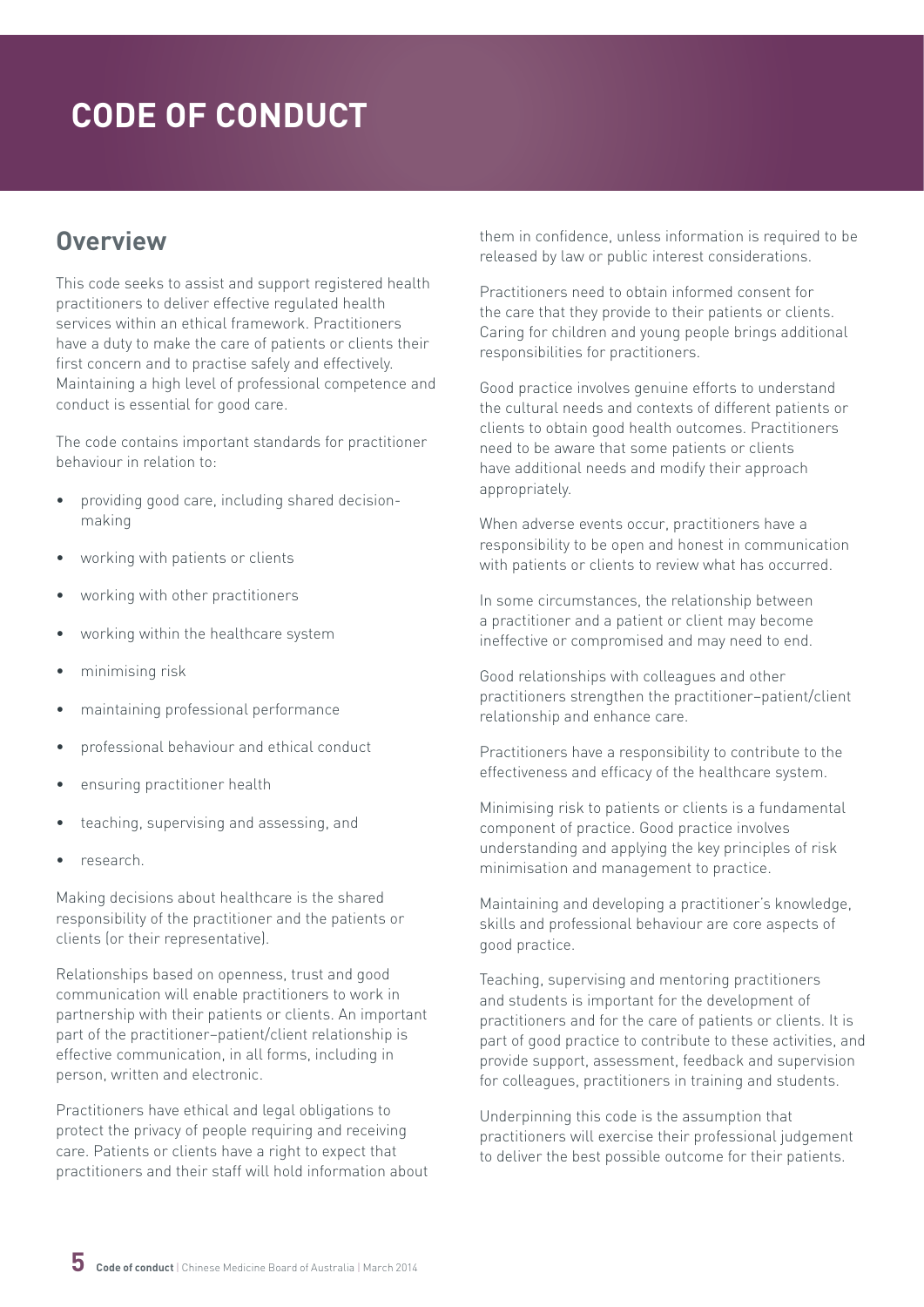# CODE OF CONDUCT

## Overview

This code seeks to assist and support registered health practitioners to deliver effective regulated health services within an ethical framework. Practitioners have a duty to make the care of patients or clients their first concern and to practise safely and effectively. Maintaining a high level of professional competence and conduct is essential for good care.

The code contains important standards for practitioner behaviour in relation to:

- providing good care, including shared decision-making
- working with patients or clients
- working with other practitioners
- working within the healthcare system
- minimising risk
- maintaining professional performance
- professional behaviour and ethical conduct
- ensuring practitioner health
- teaching, supervising and assessing, and
- research.

Making decisions about healthcare is the shared responsibility of the practitioner and the patients or clients (or their representative).

Relationships based on openness, trust and good communication will enable practitioners to work in partnership with their patients or clients. An important part of the practitioner–patient/client relationship is effective communication, in all forms, including in person, written and electronic.

Practitioners have ethical and legal obligations to protect the privacy of people requiring and receiving care. Patients or clients have a right to expect that practitioners and their staff will hold information about them in confidence, unless information is required to be released by law or public interest considerations.

Practitioners need to obtain informed consent for the care that they provide to their patients or clients. Caring for children and young people brings additional responsibilities for practitioners.

Good practice involves genuine efforts to understand the cultural needs and contexts of different patients or clients to obtain good health outcomes. Practitioners need to be aware that some patients or clients have additional needs and modify their approach appropriately.

When adverse events occur, practitioners have a responsibility to be open and honest in communication with patients or clients to review what has occurred.

In some circumstances, the relationship between a practitioner and a patient or client may become ineffective or compromised and may need to end.

Good relationships with colleagues and other practitioners strengthen the practitioner–patient/client relationship and enhance care.

Practitioners have a responsibility to contribute to the effectiveness and efficacy of the healthcare system.

Minimising risk to patients or clients is a fundamental component of practice. Good practice involves understanding and applying the key principles of risk minimisation and management to practice.

Maintaining and developing a practitioner's knowledge, skills and professional behaviour are core aspects of good practice.

Teaching, supervising and mentoring practitioners and students is important for the development of practitioners and for the care of patients or clients. It is part of good practice to contribute to these activities, and provide support, assessment, feedback and supervision for colleagues, practitioners in training and students.

Underpinning this code is the assumption that practitioners will exercise their professional judgement to deliver the best possible outcome for their patients.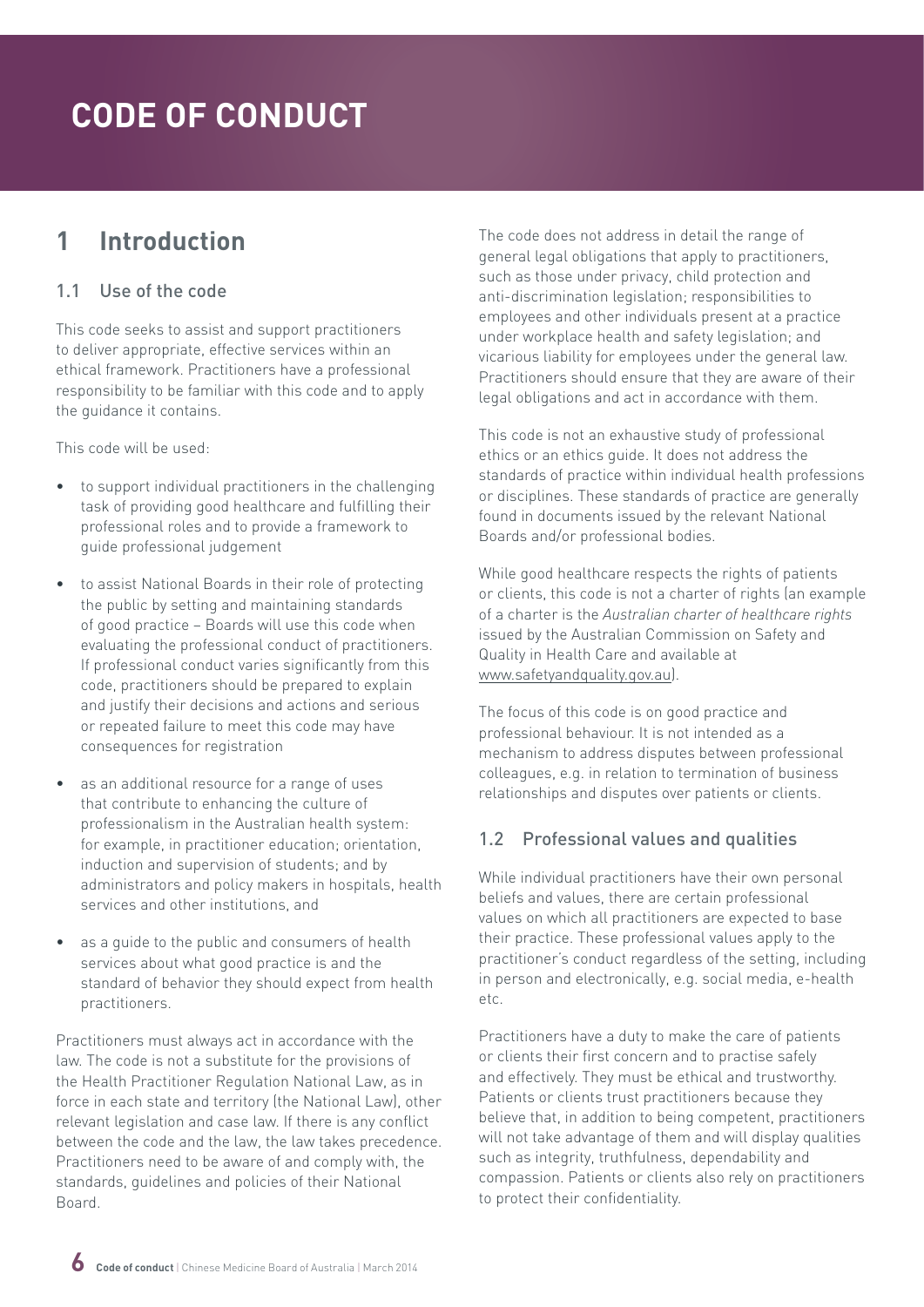# CODE OF CONDUCT

## 1 Introduction

### 1.1 Use of the code

This code seeks to assist and support practitioners to deliver appropriate, effective services within an ethical framework. Practitioners have a professional responsibility to be familiar with this code and to apply the guidance it contains.

This code will be used:

- to support individual practitioners in the challenging task of providing good healthcare and fulfilling their professional roles and to provide a framework to guide professional judgement
- to assist National Boards in their role of protecting the public by setting and maintaining standards of good practice – Boards will use this code when evaluating the professional conduct of practitioners. If professional conduct varies significantly from this code, practitioners should be prepared to explain and justify their decisions and actions and serious or repeated failure to meet this code may have consequences for registration
- as an additional resource for a range of uses that contribute to enhancing the culture of professionalism in the Australian health system: for example, in practitioner education; orientation, induction and supervision of students; and by administrators and policy makers in hospitals, health services and other institutions, and
- as a guide to the public and consumers of health services about what good practice is and the standard of behavior they should expect from health practitioners.

Practitioners must always act in accordance with the law. The code is not a substitute for the provisions of the Health Practitioner Regulation National Law, as in force in each state and territory (the National Law), other relevant legislation and case law. If there is any conflict between the code and the law, the law takes precedence. Practitioners need to be aware of and comply with, the standards, guidelines and policies of their National Board.

The code does not address in detail the range of general legal obligations that apply to practitioners, such as those under privacy, child protection and anti-discrimination legislation; responsibilities to employees and other individuals present at a practice under workplace health and safety legislation; and vicarious liability for employees under the general law. Practitioners should ensure that they are aware of their legal obligations and act in accordance with them.

This code is not an exhaustive study of professional ethics or an ethics guide. It does not address the standards of practice within individual health professions or disciplines. These standards of practice are generally found in documents issued by the relevant National Boards and/or professional bodies.

While good healthcare respects the rights of patients or clients, this code is not a charter of rights (an example of a charter is the *Australian charter of healthcare rights* issued by the Australian Commission on Safety and Quality in Health Care and available at www.safetyandquality.gov.au).

The focus of this code is on good practice and professional behaviour. It is not intended as a mechanism to address disputes between professional colleagues, e.g. in relation to termination of business relationships and disputes over patients or clients.

### 1.2 Professional values and qualities

While individual practitioners have their own personal beliefs and values, there are certain professional values on which all practitioners are expected to base their practice. These professional values apply to the practitioner's conduct regardless of the setting, including in person and electronically, e.g. social media, e-health etc.

Practitioners have a duty to make the care of patients or clients their first concern and to practise safely and effectively. They must be ethical and trustworthy. Patients or clients trust practitioners because they believe that, in addition to being competent, practitioners will not take advantage of them and will display qualities such as integrity, truthfulness, dependability and compassion. Patients or clients also rely on practitioners to protect their confidentiality.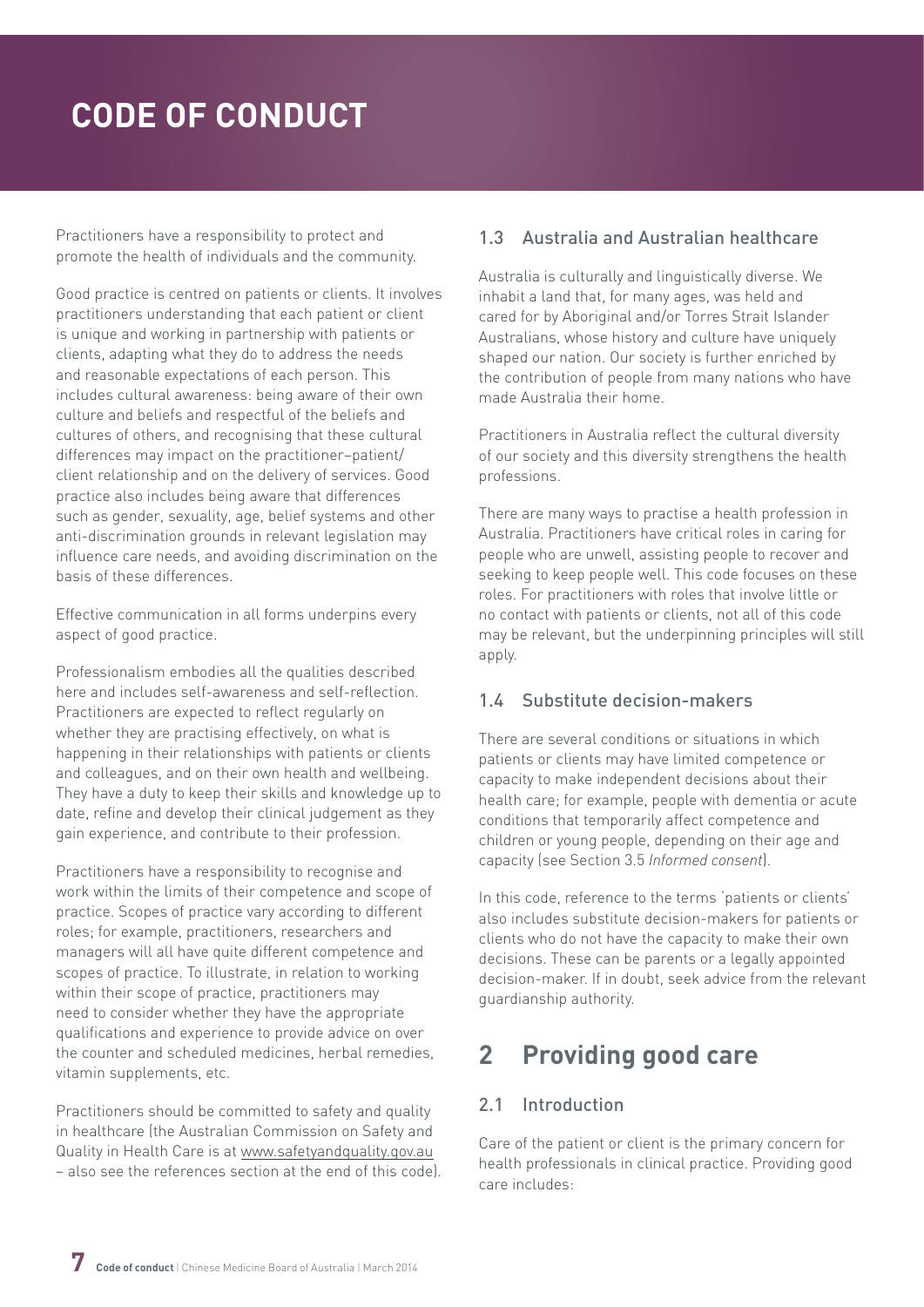# CODE OF CONDUCT

Practitioners have a responsibility to protect and promote the health of individuals and the community.

Good practice is centred on patients or clients. It involves practitioners understanding that each patient or client is unique and working in partnership with patients or clients, adapting what they do to address the needs and reasonable expectations of each person. This includes cultural awareness: being aware of their own culture and beliefs and respectful of the beliefs and cultures of others, and recognising that these cultural differences may impact on the practitioner–patient/client relationship and on the delivery of services. Good practice also includes being aware that differences such as gender, sexuality, age, belief systems and other anti-discrimination grounds in relevant legislation may influence care needs, and avoiding discrimination on the basis of these differences.

Effective communication in all forms underpins every aspect of good practice.

Professionalism embodies all the qualities described here and includes self-awareness and self-reflection. Practitioners are expected to reflect regularly on whether they are practising effectively, on what is happening in their relationships with patients or clients and colleagues, and on their own health and wellbeing. They have a duty to keep their skills and knowledge up to date, refine and develop their clinical judgement as they gain experience, and contribute to their profession.

Practitioners have a responsibility to recognise and work within the limits of their competence and scope of practice. Scopes of practice vary according to different roles; for example, practitioners, researchers and managers will all have quite different competence and scopes of practice. To illustrate, in relation to working within their scope of practice, practitioners may need to consider whether they have the appropriate qualifications and experience to provide advice on over the counter and scheduled medicines, herbal remedies, vitamin supplements, etc.

Practitioners should be committed to safety and quality in healthcare (the Australian Commission on Safety and Quality in Health Care is at www.safetyandquality.gov.au – also see the references section at the end of this code).

### 1.3 Australia and Australian healthcare

Australia is culturally and linguistically diverse. We inhabit a land that, for many ages, was held and cared for by Aboriginal and/or Torres Strait Islander Australians, whose history and culture have uniquely shaped our nation. Our society is further enriched by the contribution of people from many nations who have made Australia their home.

Practitioners in Australia reflect the cultural diversity of our society and this diversity strengthens the health professions.

There are many ways to practise a health profession in Australia. Practitioners have critical roles in caring for people who are unwell, assisting people to recover and seeking to keep people well. This code focuses on these roles. For practitioners with roles that involve little or no contact with patients or clients, not all of this code may be relevant, but the underpinning principles will still apply.

### 1.4 Substitute decision-makers

There are several conditions or situations in which patients or clients may have limited competence or capacity to make independent decisions about their health care; for example, people with dementia or acute conditions that temporarily affect competence and children or young people, depending on their age and capacity (see Section 3.5 *Informed consent*).

In this code, reference to the terms 'patients or clients' also includes substitute decision-makers for patients or clients who do not have the capacity to make their own decisions. These can be parents or a legally appointed decision-maker. If in doubt, seek advice from the relevant guardianship authority.

## 2 Providing good care

### 2.1 Introduction

Care of the patient or client is the primary concern for health professionals in clinical practice. Providing good care includes: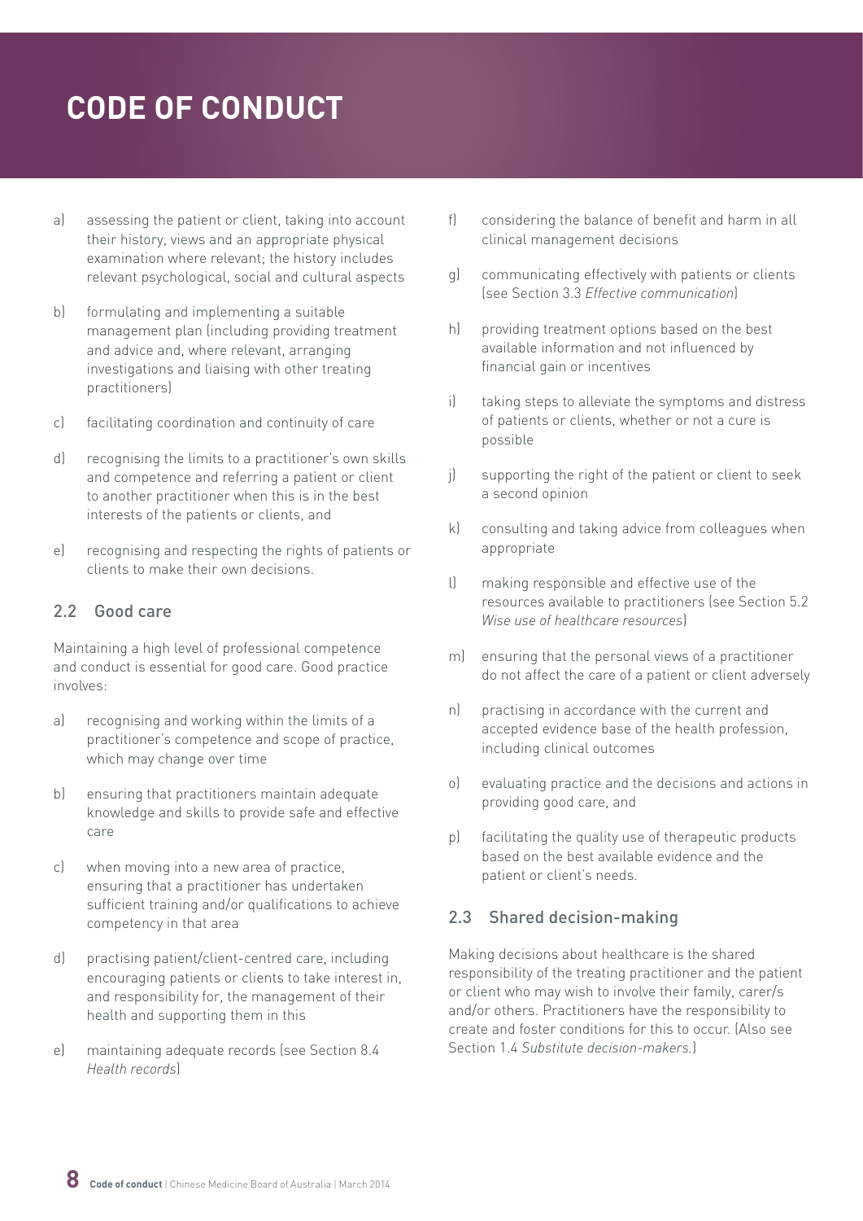# CODE OF CONDUCT

a) assessing the patient or client, taking into account their history, views and an appropriate physical examination where relevant; the history includes relevant psychological, social and cultural aspects

b) formulating and implementing a suitable management plan (including providing treatment and advice and, where relevant, arranging investigations and liaising with other treating practitioners)

c) facilitating coordination and continuity of care

d) recognising the limits to a practitioner's own skills and competence and referring a patient or client to another practitioner when this is in the best interests of the patients or clients, and

e) recognising and respecting the rights of patients or clients to make their own decisions.

## 2.2 Good care

Maintaining a high level of professional competence and conduct is essential for good care. Good practice involves:

a) recognising and working within the limits of a practitioner's competence and scope of practice, which may change over time

b) ensuring that practitioners maintain adequate knowledge and skills to provide safe and effective care

c) when moving into a new area of practice, ensuring that a practitioner has undertaken sufficient training and/or qualifications to achieve competency in that area

d) practising patient/client-centred care, including encouraging patients or clients to take interest in, and responsibility for, the management of their health and supporting them in this

e) maintaining adequate records (see Section 8.4 *Health records*)

f) considering the balance of benefit and harm in all clinical management decisions

g) communicating effectively with patients or clients (see Section 3.3 *Effective communication*)

h) providing treatment options based on the best available information and not influenced by financial gain or incentives

i) taking steps to alleviate the symptoms and distress of patients or clients, whether or not a cure is possible

j) supporting the right of the patient or client to seek a second opinion

k) consulting and taking advice from colleagues when appropriate

l) making responsible and effective use of the resources available to practitioners (see Section 5.2 *Wise use of healthcare resources*)

m) ensuring that the personal views of a practitioner do not affect the care of a patient or client adversely

n) practising in accordance with the current and accepted evidence base of the health profession, including clinical outcomes

o) evaluating practice and the decisions and actions in providing good care, and

p) facilitating the quality use of therapeutic products based on the best available evidence and the patient or client's needs.

## 2.3 Shared decision-making

Making decisions about healthcare is the shared responsibility of the treating practitioner and the patient or client who may wish to involve their family, carer/s and/or others. Practitioners have the responsibility to create and foster conditions for this to occur. (Also see Section 1.4 *Substitute decision-makers*.)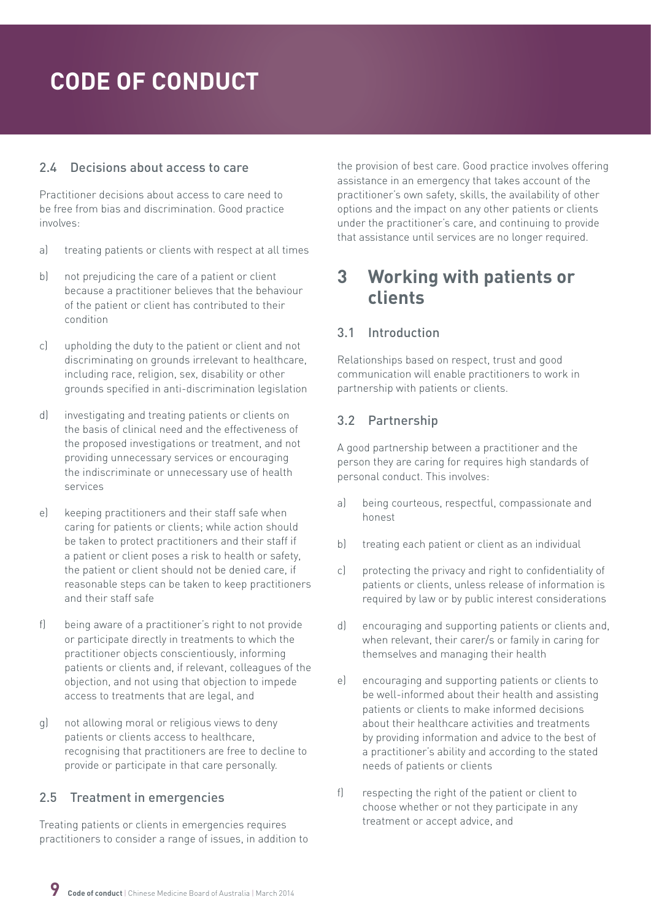# CODE OF CONDUCT

### 2.4 Decisions about access to care

Practitioner decisions about access to care need to be free from bias and discrimination. Good practice involves:

a) treating patients or clients with respect at all times

b) not prejudicing the care of a patient or client because a practitioner believes that the behaviour of the patient or client has contributed to their condition

c) upholding the duty to the patient or client and not discriminating on grounds irrelevant to healthcare, including race, religion, sex, disability or other grounds specified in anti-discrimination legislation

d) investigating and treating patients or clients on the basis of clinical need and the effectiveness of the proposed investigations or treatment, and not providing unnecessary services or encouraging the indiscriminate or unnecessary use of health services

e) keeping practitioners and their staff safe when caring for patients or clients; while action should be taken to protect practitioners and their staff if a patient or client poses a risk to health or safety, the patient or client should not be denied care, if reasonable steps can be taken to keep practitioners and their staff safe

f) being aware of a practitioner's right to not provide or participate directly in treatments to which the practitioner objects conscientiously, informing patients or clients and, if relevant, colleagues of the objection, and not using that objection to impede access to treatments that are legal, and

g) not allowing moral or religious views to deny patients or clients access to healthcare, recognising that practitioners are free to decline to provide or participate in that care personally.

### 2.5 Treatment in emergencies

Treating patients or clients in emergencies requires practitioners to consider a range of issues, in addition to the provision of best care. Good practice involves offering assistance in an emergency that takes account of the practitioner's own safety, skills, the availability of other options and the impact on any other patients or clients under the practitioner's care, and continuing to provide that assistance until services are no longer required.

## 3 Working with patients or clients

### 3.1 Introduction

Relationships based on respect, trust and good communication will enable practitioners to work in partnership with patients or clients.

### 3.2 Partnership

A good partnership between a practitioner and the person they are caring for requires high standards of personal conduct. This involves:

a) being courteous, respectful, compassionate and honest

b) treating each patient or client as an individual

c) protecting the privacy and right to confidentiality of patients or clients, unless release of information is required by law or by public interest considerations

d) encouraging and supporting patients or clients and, when relevant, their carer/s or family in caring for themselves and managing their health

e) encouraging and supporting patients or clients to be well-informed about their health and assisting patients or clients to make informed decisions about their healthcare activities and treatments by providing information and advice to the best of a practitioner's ability and according to the stated needs of patients or clients

f) respecting the right of the patient or client to choose whether or not they participate in any treatment or accept advice, and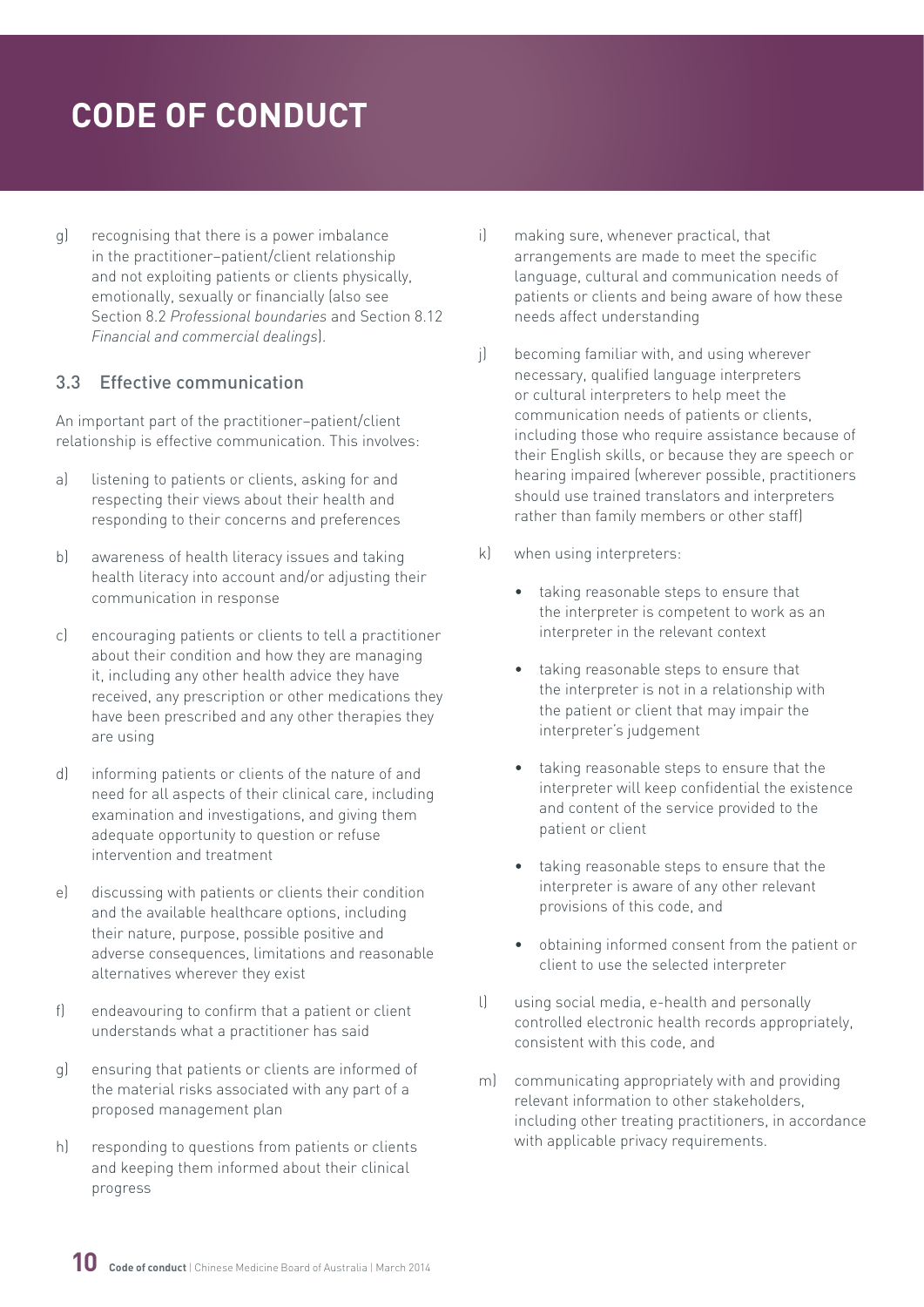g) recognising that there is a power imbalance in the practitioner–patient/client relationship and not exploiting patients or clients physically, emotionally, sexually or financially (also see Section 8.2 *Professional boundaries* and Section 8.12 *Financial and commercial dealings*).

### 3.3 Effective communication

An important part of the practitioner–patient/client relationship is effective communication. This involves:

a) listening to patients or clients, asking for and respecting their views about their health and responding to their concerns and preferences

b) awareness of health literacy issues and taking health literacy into account and/or adjusting their communication in response

c) encouraging patients or clients to tell a practitioner about their condition and how they are managing it, including any other health advice they have received, any prescription or other medications they have been prescribed and any other therapies they are using

d) informing patients or clients of the nature of and need for all aspects of their clinical care, including examination and investigations, and giving them adequate opportunity to question or refuse intervention and treatment

e) discussing with patients or clients their condition and the available healthcare options, including their nature, purpose, possible positive and adverse consequences, limitations and reasonable alternatives wherever they exist

f) endeavouring to confirm that a patient or client understands what a practitioner has said

g) ensuring that patients or clients are informed of the material risks associated with any part of a proposed management plan

h) responding to questions from patients or clients and keeping them informed about their clinical progress

i) making sure, whenever practical, that arrangements are made to meet the specific language, cultural and communication needs of patients or clients and being aware of how these needs affect understanding

j) becoming familiar with, and using wherever necessary, qualified language interpreters or cultural interpreters to help meet the communication needs of patients or clients, including those who require assistance because of their English skills, or because they are speech or hearing impaired (wherever possible, practitioners should use trained translators and interpreters rather than family members or other staff)

k) when using interpreters:

- taking reasonable steps to ensure that the interpreter is competent to work as an interpreter in the relevant context
- taking reasonable steps to ensure that the interpreter is not in a relationship with the patient or client that may impair the interpreter's judgement
- taking reasonable steps to ensure that the interpreter will keep confidential the existence and content of the service provided to the patient or client
- taking reasonable steps to ensure that the interpreter is aware of any other relevant provisions of this code, and
- obtaining informed consent from the patient or client to use the selected interpreter

l) using social media, e-health and personally controlled electronic health records appropriately, consistent with this code, and

m) communicating appropriately with and providing relevant information to other stakeholders, including other treating practitioners, in accordance with applicable privacy requirements.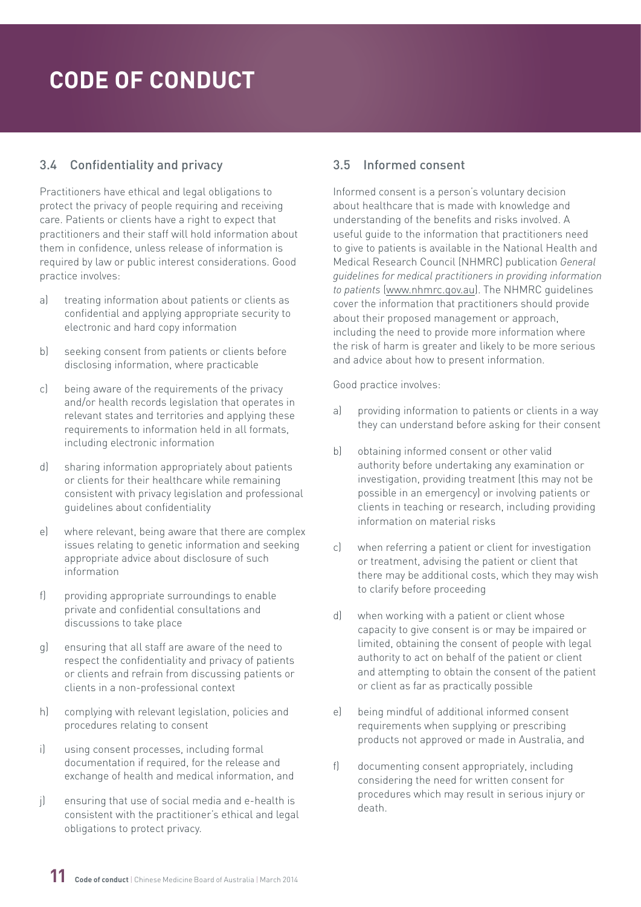# CODE OF CONDUCT

### 3.4 Confidentiality and privacy

Practitioners have ethical and legal obligations to protect the privacy of people requiring and receiving care. Patients or clients have a right to expect that practitioners and their staff will hold information about them in confidence, unless release of information is required by law or public interest considerations. Good practice involves:

a) treating information about patients or clients as confidential and applying appropriate security to electronic and hard copy information

b) seeking consent from patients or clients before disclosing information, where practicable

c) being aware of the requirements of the privacy and/or health records legislation that operates in relevant states and territories and applying these requirements to information held in all formats, including electronic information

d) sharing information appropriately about patients or clients for their healthcare while remaining consistent with privacy legislation and professional guidelines about confidentiality

e) where relevant, being aware that there are complex issues relating to genetic information and seeking appropriate advice about disclosure of such information

f) providing appropriate surroundings to enable private and confidential consultations and discussions to take place

g) ensuring that all staff are aware of the need to respect the confidentiality and privacy of patients or clients and refrain from discussing patients or clients in a non-professional context

h) complying with relevant legislation, policies and procedures relating to consent

i) using consent processes, including formal documentation if required, for the release and exchange of health and medical information, and

j) ensuring that use of social media and e-health is consistent with the practitioner's ethical and legal obligations to protect privacy.

### 3.5 Informed consent

Informed consent is a person's voluntary decision about healthcare that is made with knowledge and understanding of the benefits and risks involved. A useful guide to the information that practitioners need to give to patients is available in the National Health and Medical Research Council (NHMRC) publication *General guidelines for medical practitioners in providing information to patients* (www.nhmrc.gov.au). The NHMRC guidelines cover the information that practitioners should provide about their proposed management or approach, including the need to provide more information where the risk of harm is greater and likely to be more serious and advice about how to present information.

Good practice involves:

a) providing information to patients or clients in a way they can understand before asking for their consent

b) obtaining informed consent or other valid authority before undertaking any examination or investigation, providing treatment (this may not be possible in an emergency) or involving patients or clients in teaching or research, including providing information on material risks

c) when referring a patient or client for investigation or treatment, advising the patient or client that there may be additional costs, which they may wish to clarify before proceeding

d) when working with a patient or client whose capacity to give consent is or may be impaired or limited, obtaining the consent of people with legal authority to act on behalf of the patient or client and attempting to obtain the consent of the patient or client as far as practically possible

e) being mindful of additional informed consent requirements when supplying or prescribing products not approved or made in Australia, and

f) documenting consent appropriately, including considering the need for written consent for procedures which may result in serious injury or death.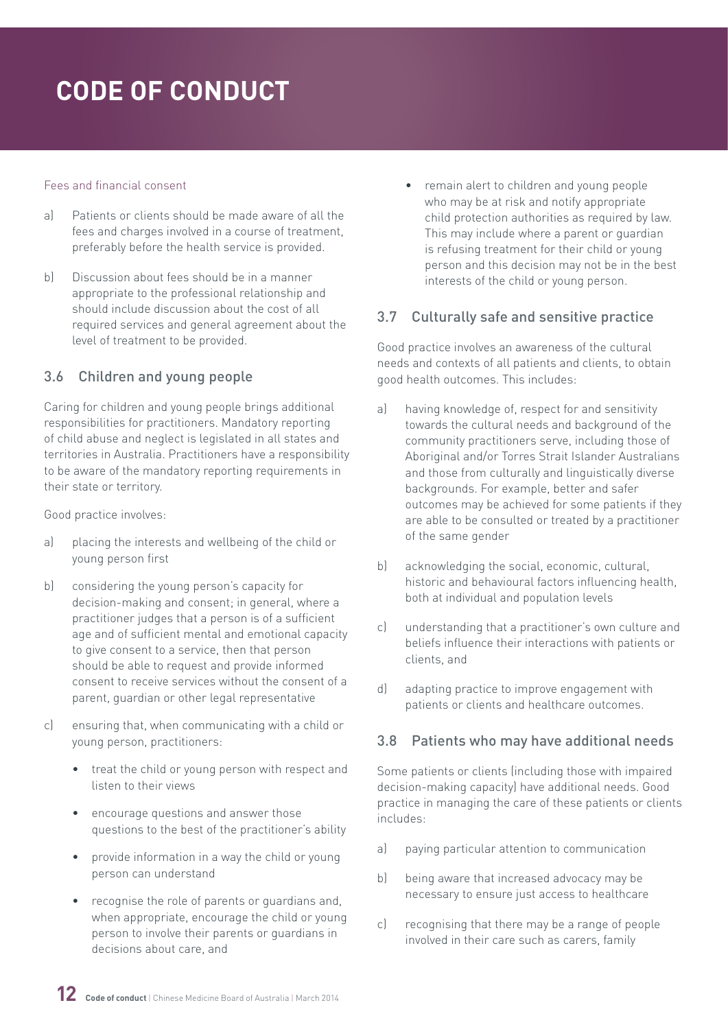# CODE OF CONDUCT

Fees and financial consent

a) Patients or clients should be made aware of all the fees and charges involved in a course of treatment, preferably before the health service is provided.

b) Discussion about fees should be in a manner appropriate to the professional relationship and should include discussion about the cost of all required services and general agreement about the level of treatment to be provided.

## 3.6 Children and young people

Caring for children and young people brings additional responsibilities for practitioners. Mandatory reporting of child abuse and neglect is legislated in all states and territories in Australia. Practitioners have a responsibility to be aware of the mandatory reporting requirements in their state or territory.

Good practice involves:

a) placing the interests and wellbeing of the child or young person first

b) considering the young person's capacity for decision-making and consent; in general, where a practitioner judges that a person is of a sufficient age and of sufficient mental and emotional capacity to give consent to a service, then that person should be able to request and provide informed consent to receive services without the consent of a parent, guardian or other legal representative

c) ensuring that, when communicating with a child or young person, practitioners:

- treat the child or young person with respect and listen to their views
- encourage questions and answer those questions to the best of the practitioner's ability
- provide information in a way the child or young person can understand
- recognise the role of parents or guardians and, when appropriate, encourage the child or young person to involve their parents or guardians in decisions about care, and
- remain alert to children and young people who may be at risk and notify appropriate child protection authorities as required by law. This may include where a parent or guardian is refusing treatment for their child or young person and this decision may not be in the best interests of the child or young person.

## 3.7 Culturally safe and sensitive practice

Good practice involves an awareness of the cultural needs and contexts of all patients and clients, to obtain good health outcomes. This includes:

a) having knowledge of, respect for and sensitivity towards the cultural needs and background of the community practitioners serve, including those of Aboriginal and/or Torres Strait Islander Australians and those from culturally and linguistically diverse backgrounds. For example, better and safer outcomes may be achieved for some patients if they are able to be consulted or treated by a practitioner of the same gender

b) acknowledging the social, economic, cultural, historic and behavioural factors influencing health, both at individual and population levels

c) understanding that a practitioner's own culture and beliefs influence their interactions with patients or clients, and

d) adapting practice to improve engagement with patients or clients and healthcare outcomes.

## 3.8 Patients who may have additional needs

Some patients or clients (including those with impaired decision-making capacity) have additional needs. Good practice in managing the care of these patients or clients includes:

a) paying particular attention to communication

b) being aware that increased advocacy may be necessary to ensure just access to healthcare

c) recognising that there may be a range of people involved in their care such as carers, family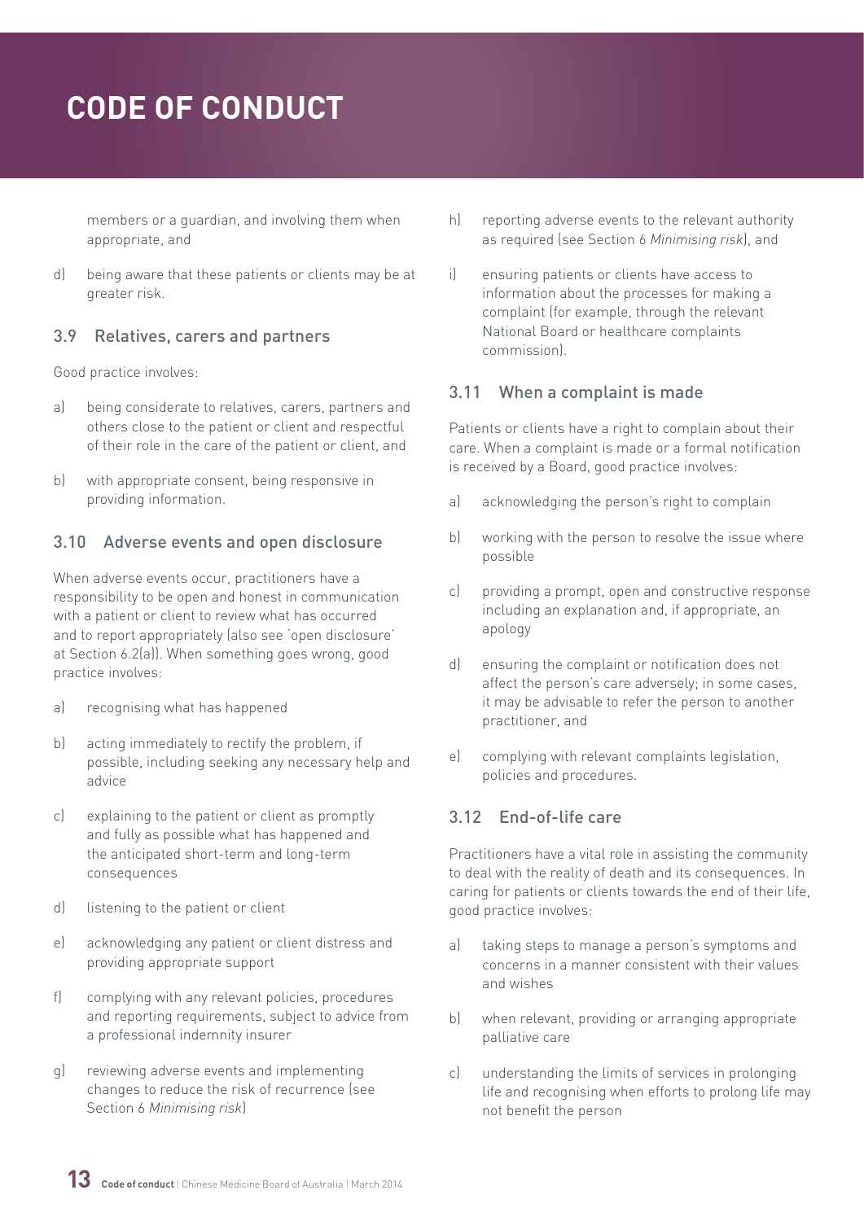members or a guardian, and involving them when appropriate, and

d) being aware that these patients or clients may be at greater risk.

### 3.9 Relatives, carers and partners

Good practice involves:

a) being considerate to relatives, carers, partners and others close to the patient or client and respectful of their role in the care of the patient or client, and

b) with appropriate consent, being responsive in providing information.

### 3.10 Adverse events and open disclosure

When adverse events occur, practitioners have a responsibility to be open and honest in communication with a patient or client to review what has occurred and to report appropriately (also see 'open disclosure' at Section 6.2(a)). When something goes wrong, good practice involves:

a) recognising what has happened

b) acting immediately to rectify the problem, if possible, including seeking any necessary help and advice

c) explaining to the patient or client as promptly and fully as possible what has happened and the anticipated short-term and long-term consequences

d) listening to the patient or client

e) acknowledging any patient or client distress and providing appropriate support

f) complying with any relevant policies, procedures and reporting requirements, subject to advice from a professional indemnity insurer

g) reviewing adverse events and implementing changes to reduce the risk of recurrence (see Section 6 *Minimising risk*)

h) reporting adverse events to the relevant authority as required (see Section 6 *Minimising risk*), and

i) ensuring patients or clients have access to information about the processes for making a complaint (for example, through the relevant National Board or healthcare complaints commission).

### 3.11 When a complaint is made

Patients or clients have a right to complain about their care. When a complaint is made or a formal notification is received by a Board, good practice involves:

a) acknowledging the person's right to complain

b) working with the person to resolve the issue where possible

c) providing a prompt, open and constructive response including an explanation and, if appropriate, an apology

d) ensuring the complaint or notification does not affect the person's care adversely; in some cases, it may be advisable to refer the person to another practitioner, and

e) complying with relevant complaints legislation, policies and procedures.

### 3.12 End-of-life care

Practitioners have a vital role in assisting the community to deal with the reality of death and its consequences. In caring for patients or clients towards the end of their life, good practice involves:

a) taking steps to manage a person's symptoms and concerns in a manner consistent with their values and wishes

b) when relevant, providing or arranging appropriate palliative care

c) understanding the limits of services in prolonging life and recognising when efforts to prolong life may not benefit the person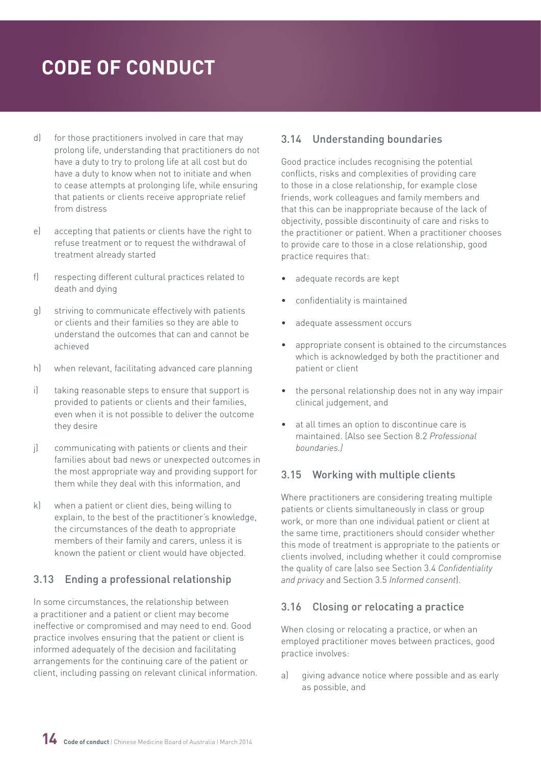d) for those practitioners involved in care that may prolong life, understanding that practitioners do not have a duty to try to prolong life at all cost but do have a duty to know when not to initiate and when to cease attempts at prolonging life, while ensuring that patients or clients receive appropriate relief from distress

e) accepting that patients or clients have the right to refuse treatment or to request the withdrawal of treatment already started

f) respecting different cultural practices related to death and dying

g) striving to communicate effectively with patients or clients and their families so they are able to understand the outcomes that can and cannot be achieved

h) when relevant, facilitating advanced care planning

i) taking reasonable steps to ensure that support is provided to patients or clients and their families, even when it is not possible to deliver the outcome they desire

j) communicating with patients or clients and their families about bad news or unexpected outcomes in the most appropriate way and providing support for them while they deal with this information, and

k) when a patient or client dies, being willing to explain, to the best of the practitioner's knowledge, the circumstances of the death to appropriate members of their family and carers, unless it is known the patient or client would have objected.

### 3.13 Ending a professional relationship

In some circumstances, the relationship between a practitioner and a patient or client may become ineffective or compromised and may need to end. Good practice involves ensuring that the patient or client is informed adequately of the decision and facilitating arrangements for the continuing care of the patient or client, including passing on relevant clinical information.

### 3.14 Understanding boundaries

Good practice includes recognising the potential conflicts, risks and complexities of providing care to those in a close relationship, for example close friends, work colleagues and family members and that this can be inappropriate because of the lack of objectivity, possible discontinuity of care and risks to the practitioner or patient. When a practitioner chooses to provide care to those in a close relationship, good practice requires that:

- adequate records are kept
- confidentiality is maintained
- adequate assessment occurs
- appropriate consent is obtained to the circumstances which is acknowledged by both the practitioner and patient or client
- the personal relationship does not in any way impair clinical judgement, and
- at all times an option to discontinue care is maintained. (Also see Section 8.2 *Professional boundaries.*)

### 3.15 Working with multiple clients

Where practitioners are considering treating multiple patients or clients simultaneously in class or group work, or more than one individual patient or client at the same time, practitioners should consider whether this mode of treatment is appropriate to the patients or clients involved, including whether it could compromise the quality of care (also see Section 3.4 *Confidentiality and privacy* and Section 3.5 *Informed consent*).

### 3.16 Closing or relocating a practice

When closing or relocating a practice, or when an employed practitioner moves between practices, good practice involves:

a) giving advance notice where possible and as early as possible, and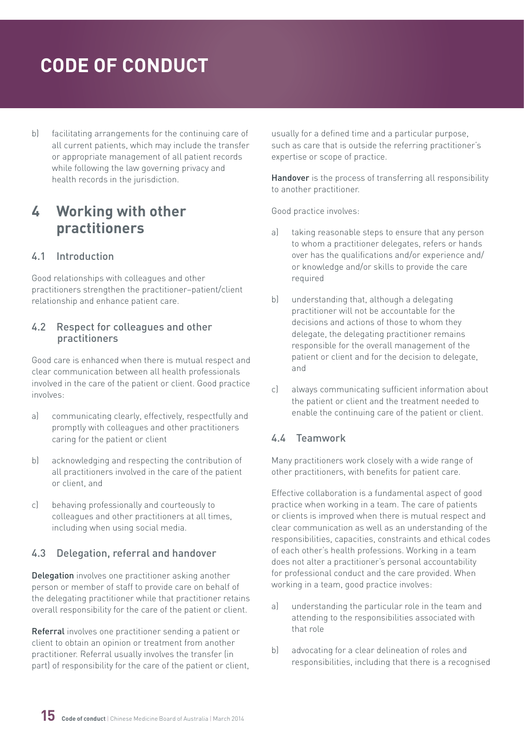b) facilitating arrangements for the continuing care of all current patients, which may include the transfer or appropriate management of all patient records while following the law governing privacy and health records in the jurisdiction.

## 4 Working with other practitioners

### 4.1 Introduction

Good relationships with colleagues and other practitioners strengthen the practitioner–patient/client relationship and enhance patient care.

### 4.2 Respect for colleagues and other practitioners

Good care is enhanced when there is mutual respect and clear communication between all health professionals involved in the care of the patient or client. Good practice involves:

a) communicating clearly, effectively, respectfully and promptly with colleagues and other practitioners caring for the patient or client

b) acknowledging and respecting the contribution of all practitioners involved in the care of the patient or client, and

c) behaving professionally and courteously to colleagues and other practitioners at all times, including when using social media.

### 4.3 Delegation, referral and handover

**Delegation** involves one practitioner asking another person or member of staff to provide care on behalf of the delegating practitioner while that practitioner retains overall responsibility for the care of the patient or client.

**Referral** involves one practitioner sending a patient or client to obtain an opinion or treatment from another practitioner. Referral usually involves the transfer (in part) of responsibility for the care of the patient or client, usually for a defined time and a particular purpose, such as care that is outside the referring practitioner's expertise or scope of practice.

**Handover** is the process of transferring all responsibility to another practitioner.

Good practice involves:

a) taking reasonable steps to ensure that any person to whom a practitioner delegates, refers or hands over has the qualifications and/or experience and/or knowledge and/or skills to provide the care required

b) understanding that, although a delegating practitioner will not be accountable for the decisions and actions of those to whom they delegate, the delegating practitioner remains responsible for the overall management of the patient or client and for the decision to delegate, and

c) always communicating sufficient information about the patient or client and the treatment needed to enable the continuing care of the patient or client.

### 4.4 Teamwork

Many practitioners work closely with a wide range of other practitioners, with benefits for patient care.

Effective collaboration is a fundamental aspect of good practice when working in a team. The care of patients or clients is improved when there is mutual respect and clear communication as well as an understanding of the responsibilities, capacities, constraints and ethical codes of each other's health professions. Working in a team does not alter a practitioner's personal accountability for professional conduct and the care provided. When working in a team, good practice involves:

a) understanding the particular role in the team and attending to the responsibilities associated with that role

b) advocating for a clear delineation of roles and responsibilities, including that there is a recognised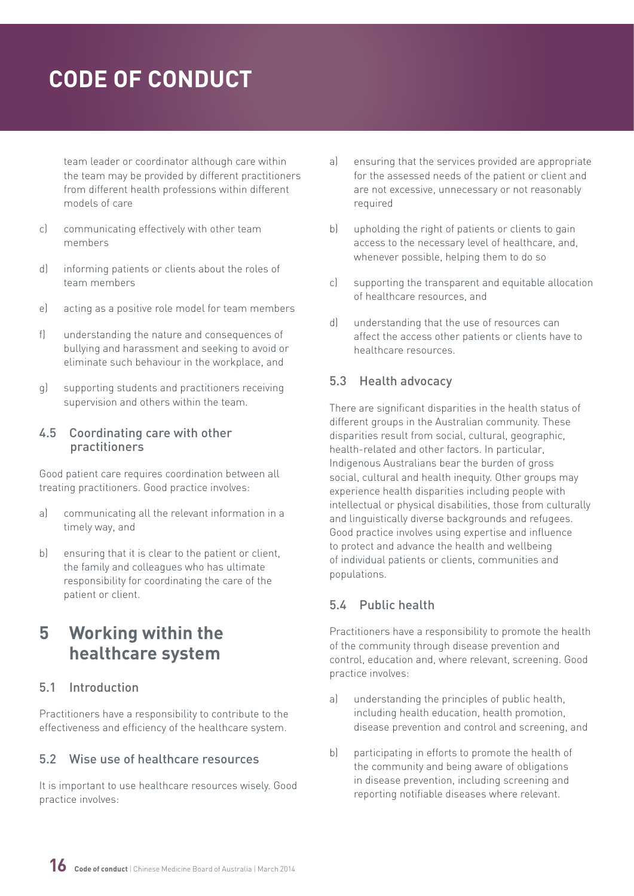team leader or coordinator although care within the team may be provided by different practitioners from different health professions within different models of care

c) communicating effectively with other team members

d) informing patients or clients about the roles of team members

e) acting as a positive role model for team members

f) understanding the nature and consequences of bullying and harassment and seeking to avoid or eliminate such behaviour in the workplace, and

g) supporting students and practitioners receiving supervision and others within the team.

### 4.5 Coordinating care with other practitioners

Good patient care requires coordination between all treating practitioners. Good practice involves:

a) communicating all the relevant information in a timely way, and

b) ensuring that it is clear to the patient or client, the family and colleagues who has ultimate responsibility for coordinating the care of the patient or client.

## 5 Working within the healthcare system

### 5.1 Introduction

Practitioners have a responsibility to contribute to the effectiveness and efficiency of the healthcare system.

### 5.2 Wise use of healthcare resources

It is important to use healthcare resources wisely. Good practice involves:

a) ensuring that the services provided are appropriate for the assessed needs of the patient or client and are not excessive, unnecessary or not reasonably required

b) upholding the right of patients or clients to gain access to the necessary level of healthcare, and, whenever possible, helping them to do so

c) supporting the transparent and equitable allocation of healthcare resources, and

d) understanding that the use of resources can affect the access other patients or clients have to healthcare resources.

### 5.3 Health advocacy

There are significant disparities in the health status of different groups in the Australian community. These disparities result from social, cultural, geographic, health-related and other factors. In particular, Indigenous Australians bear the burden of gross social, cultural and health inequity. Other groups may experience health disparities including people with intellectual or physical disabilities, those from culturally and linguistically diverse backgrounds and refugees. Good practice involves using expertise and influence to protect and advance the health and wellbeing of individual patients or clients, communities and populations.

### 5.4 Public health

Practitioners have a responsibility to promote the health of the community through disease prevention and control, education and, where relevant, screening. Good practice involves:

a) understanding the principles of public health, including health education, health promotion, disease prevention and control and screening, and

b) participating in efforts to promote the health of the community and being aware of obligations in disease prevention, including screening and reporting notifiable diseases where relevant.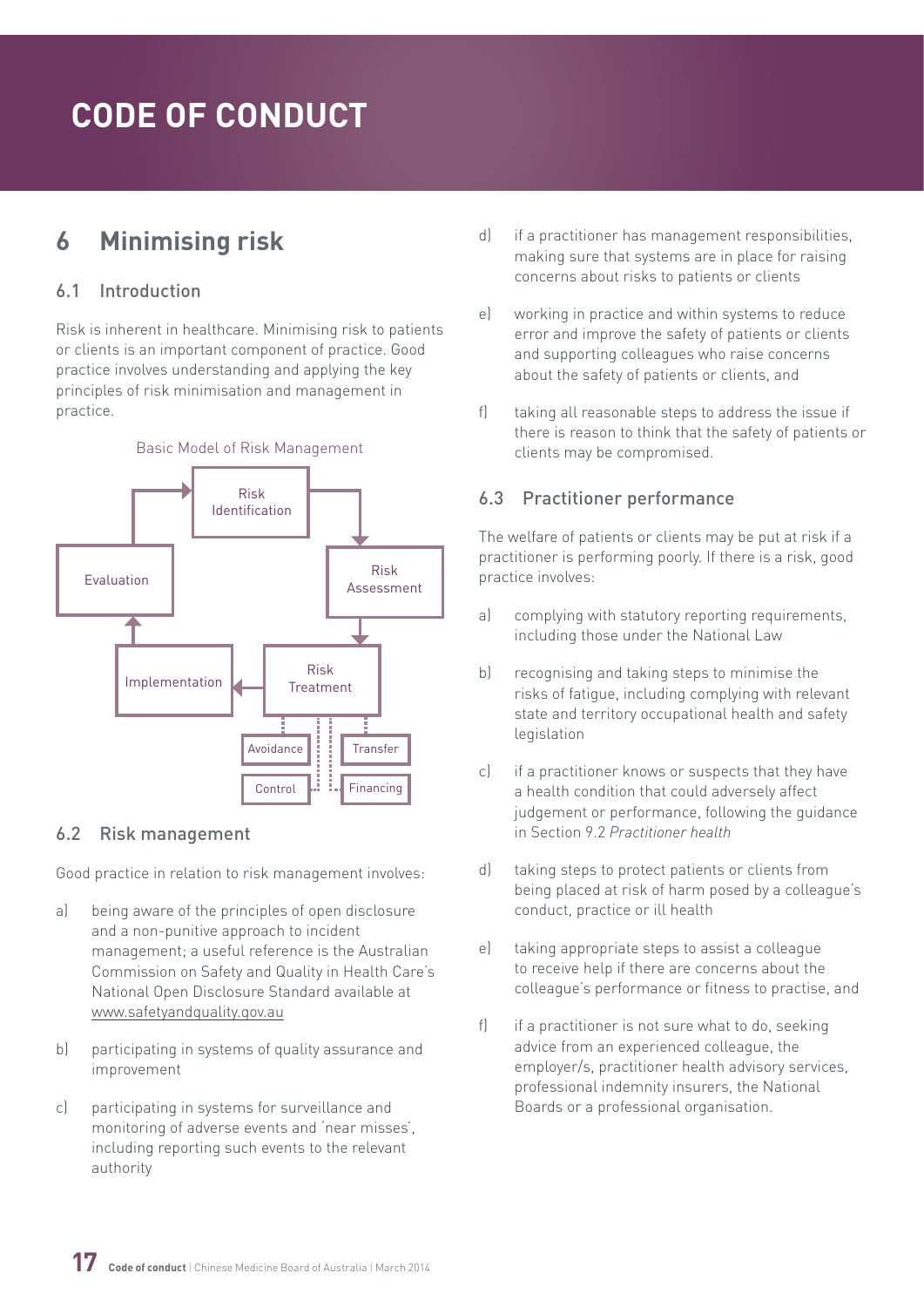# CODE OF CONDUCT

## 6 Minimising risk

### 6.1 Introduction

Risk is inherent in healthcare. Minimising risk to patients or clients is an important component of practice. Good practice involves understanding and applying the key principles of risk minimisation and management in practice.

Basic Model of Risk Management

Risk Identification → Risk Assessment → Risk Treatment → Implementation → Evaluation → Risk Identification

Risk Treatment: Avoidance, Control, Transfer, Financing

### 6.2 Risk management

Good practice in relation to risk management involves:

a) being aware of the principles of open disclosure and a non-punitive approach to incident management; a useful reference is the Australian Commission on Safety and Quality in Health Care's National Open Disclosure Standard available at www.safetyandquality.gov.au

b) participating in systems of quality assurance and improvement

c) participating in systems for surveillance and monitoring of adverse events and 'near misses', including reporting such events to the relevant authority

d) if a practitioner has management responsibilities, making sure that systems are in place for raising concerns about risks to patients or clients

e) working in practice and within systems to reduce error and improve the safety of patients or clients and supporting colleagues who raise concerns about the safety of patients or clients, and

f) taking all reasonable steps to address the issue if there is reason to think that the safety of patients or clients may be compromised.

### 6.3 Practitioner performance

The welfare of patients or clients may be put at risk if a practitioner is performing poorly. If there is a risk, good practice involves:

a) complying with statutory reporting requirements, including those under the National Law

b) recognising and taking steps to minimise the risks of fatigue, including complying with relevant state and territory occupational health and safety legislation

c) if a practitioner knows or suspects that they have a health condition that could adversely affect judgement or performance, following the guidance in Section 9.2 *Practitioner health*

d) taking steps to protect patients or clients from being placed at risk of harm posed by a colleague's conduct, practice or ill health

e) taking appropriate steps to assist a colleague to receive help if there are concerns about the colleague's performance or fitness to practise, and

f) if a practitioner is not sure what to do, seeking advice from an experienced colleague, the employer/s, practitioner health advisory services, professional indemnity insurers, the National Boards or a professional organisation.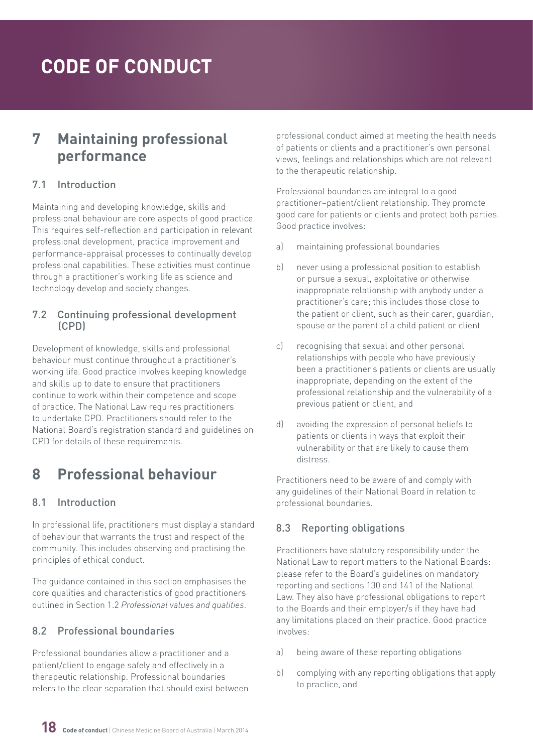# CODE OF CONDUCT

## 7 Maintaining professional performance

### 7.1 Introduction

Maintaining and developing knowledge, skills and professional behaviour are core aspects of good practice. This requires self-reflection and participation in relevant professional development, practice improvement and performance-appraisal processes to continually develop professional capabilities. These activities must continue through a practitioner's working life as science and technology develop and society changes.

### 7.2 Continuing professional development (CPD)

Development of knowledge, skills and professional behaviour must continue throughout a practitioner's working life. Good practice involves keeping knowledge and skills up to date to ensure that practitioners continue to work within their competence and scope of practice. The National Law requires practitioners to undertake CPD. Practitioners should refer to the National Board's registration standard and guidelines on CPD for details of these requirements.

## 8 Professional behaviour

### 8.1 Introduction

In professional life, practitioners must display a standard of behaviour that warrants the trust and respect of the community. This includes observing and practising the principles of ethical conduct.

The guidance contained in this section emphasises the core qualities and characteristics of good practitioners outlined in Section 1.2 *Professional values and qualities*.

### 8.2 Professional boundaries

Professional boundaries allow a practitioner and a patient/client to engage safely and effectively in a therapeutic relationship. Professional boundaries refers to the clear separation that should exist between professional conduct aimed at meeting the health needs of patients or clients and a practitioner's own personal views, feelings and relationships which are not relevant to the therapeutic relationship.

Professional boundaries are integral to a good practitioner–patient/client relationship. They promote good care for patients or clients and protect both parties. Good practice involves:

a) maintaining professional boundaries

b) never using a professional position to establish or pursue a sexual, exploitative or otherwise inappropriate relationship with anybody under a practitioner's care; this includes those close to the patient or client, such as their carer, guardian, spouse or the parent of a child patient or client

c) recognising that sexual and other personal relationships with people who have previously been a practitioner's patients or clients are usually inappropriate, depending on the extent of the professional relationship and the vulnerability of a previous patient or client, and

d) avoiding the expression of personal beliefs to patients or clients in ways that exploit their vulnerability or that are likely to cause them distress.

Practitioners need to be aware of and comply with any guidelines of their National Board in relation to professional boundaries.

### 8.3 Reporting obligations

Practitioners have statutory responsibility under the National Law to report matters to the National Boards: please refer to the Board's guidelines on mandatory reporting and sections 130 and 141 of the National Law. They also have professional obligations to report to the Boards and their employer/s if they have had any limitations placed on their practice. Good practice involves:

a) being aware of these reporting obligations

b) complying with any reporting obligations that apply to practice, and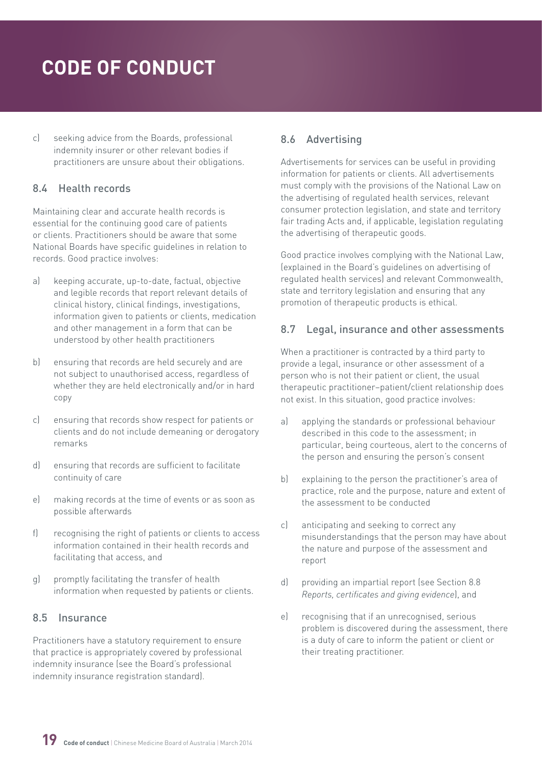c) seeking advice from the Boards, professional indemnity insurer or other relevant bodies if practitioners are unsure about their obligations.

### 8.4 Health records

Maintaining clear and accurate health records is essential for the continuing good care of patients or clients. Practitioners should be aware that some National Boards have specific guidelines in relation to records. Good practice involves:

a) keeping accurate, up-to-date, factual, objective and legible records that report relevant details of clinical history, clinical findings, investigations, information given to patients or clients, medication and other management in a form that can be understood by other health practitioners

b) ensuring that records are held securely and are not subject to unauthorised access, regardless of whether they are held electronically and/or in hard copy

c) ensuring that records show respect for patients or clients and do not include demeaning or derogatory remarks

d) ensuring that records are sufficient to facilitate continuity of care

e) making records at the time of events or as soon as possible afterwards

f) recognising the right of patients or clients to access information contained in their health records and facilitating that access, and

g) promptly facilitating the transfer of health information when requested by patients or clients.

### 8.5 Insurance

Practitioners have a statutory requirement to ensure that practice is appropriately covered by professional indemnity insurance (see the Board's professional indemnity insurance registration standard).

### 8.6 Advertising

Advertisements for services can be useful in providing information for patients or clients. All advertisements must comply with the provisions of the National Law on the advertising of regulated health services, relevant consumer protection legislation, and state and territory fair trading Acts and, if applicable, legislation regulating the advertising of therapeutic goods.

Good practice involves complying with the National Law, (explained in the Board's guidelines on advertising of regulated health services) and relevant Commonwealth, state and territory legislation and ensuring that any promotion of therapeutic products is ethical.

### 8.7 Legal, insurance and other assessments

When a practitioner is contracted by a third party to provide a legal, insurance or other assessment of a person who is not their patient or client, the usual therapeutic practitioner–patient/client relationship does not exist. In this situation, good practice involves:

a) applying the standards or professional behaviour described in this code to the assessment; in particular, being courteous, alert to the concerns of the person and ensuring the person's consent

b) explaining to the person the practitioner's area of practice, role and the purpose, nature and extent of the assessment to be conducted

c) anticipating and seeking to correct any misunderstandings that the person may have about the nature and purpose of the assessment and report

d) providing an impartial report (see Section 8.8 *Reports, certificates and giving evidence*), and

e) recognising that if an unrecognised, serious problem is discovered during the assessment, there is a duty of care to inform the patient or client or their treating practitioner.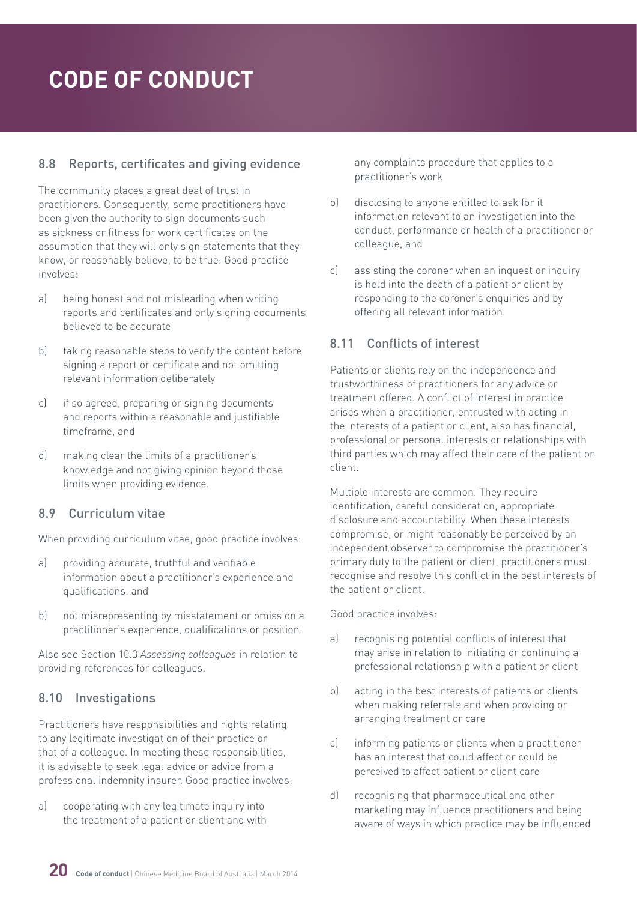# CODE OF CONDUCT

### 8.8 Reports, certificates and giving evidence

The community places a great deal of trust in practitioners. Consequently, some practitioners have been given the authority to sign documents such as sickness or fitness for work certificates on the assumption that they will only sign statements that they know, or reasonably believe, to be true. Good practice involves:

a) being honest and not misleading when writing reports and certificates and only signing documents believed to be accurate

b) taking reasonable steps to verify the content before signing a report or certificate and not omitting relevant information deliberately

c) if so agreed, preparing or signing documents and reports within a reasonable and justifiable timeframe, and

d) making clear the limits of a practitioner's knowledge and not giving opinion beyond those limits when providing evidence.

### 8.9 Curriculum vitae

When providing curriculum vitae, good practice involves:

a) providing accurate, truthful and verifiable information about a practitioner's experience and qualifications, and

b) not misrepresenting by misstatement or omission a practitioner's experience, qualifications or position.

Also see Section 10.3 *Assessing colleagues* in relation to providing references for colleagues.

### 8.10 Investigations

Practitioners have responsibilities and rights relating to any legitimate investigation of their practice or that of a colleague. In meeting these responsibilities, it is advisable to seek legal advice or advice from a professional indemnity insurer. Good practice involves:

a) cooperating with any legitimate inquiry into the treatment of a patient or client and with any complaints procedure that applies to a practitioner's work

b) disclosing to anyone entitled to ask for it information relevant to an investigation into the conduct, performance or health of a practitioner or colleague, and

c) assisting the coroner when an inquest or inquiry is held into the death of a patient or client by responding to the coroner's enquiries and by offering all relevant information.

### 8.11 Conflicts of interest

Patients or clients rely on the independence and trustworthiness of practitioners for any advice or treatment offered. A conflict of interest in practice arises when a practitioner, entrusted with acting in the interests of a patient or client, also has financial, professional or personal interests or relationships with third parties which may affect their care of the patient or client.

Multiple interests are common. They require identification, careful consideration, appropriate disclosure and accountability. When these interests compromise, or might reasonably be perceived by an independent observer to compromise the practitioner's primary duty to the patient or client, practitioners must recognise and resolve this conflict in the best interests of the patient or client.

Good practice involves:

a) recognising potential conflicts of interest that may arise in relation to initiating or continuing a professional relationship with a patient or client

b) acting in the best interests of patients or clients when making referrals and when providing or arranging treatment or care

c) informing patients or clients when a practitioner has an interest that could affect or could be perceived to affect patient or client care

d) recognising that pharmaceutical and other marketing may influence practitioners and being aware of ways in which practice may be influenced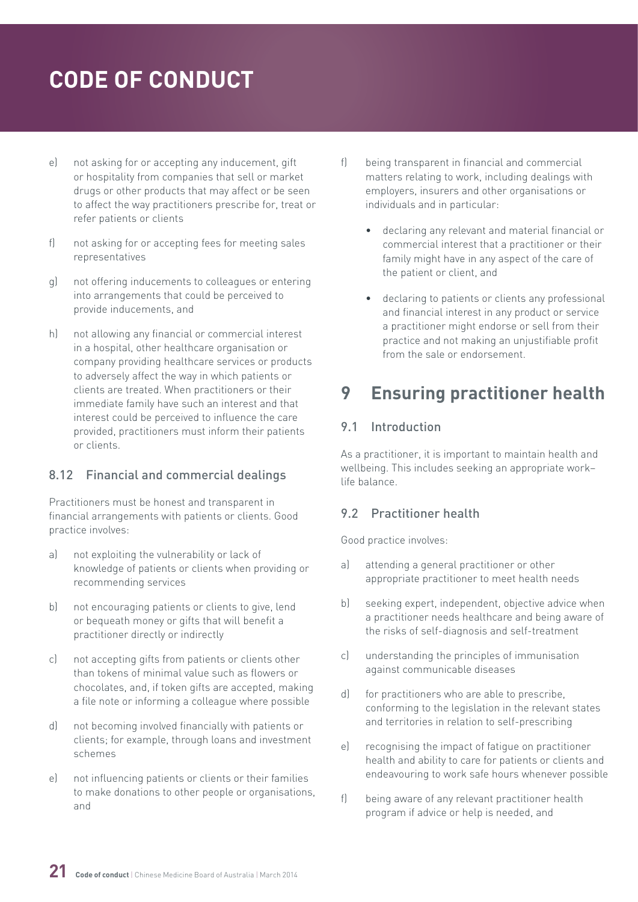e) not asking for or accepting any inducement, gift or hospitality from companies that sell or market drugs or other products that may affect or be seen to affect the way practitioners prescribe for, treat or refer patients or clients

f) not asking for or accepting fees for meeting sales representatives

g) not offering inducements to colleagues or entering into arrangements that could be perceived to provide inducements, and

h) not allowing any financial or commercial interest in a hospital, other healthcare organisation or company providing healthcare services or products to adversely affect the way in which patients or clients are treated. When practitioners or their immediate family have such an interest and that interest could be perceived to influence the care provided, practitioners must inform their patients or clients.

### 8.12 Financial and commercial dealings

Practitioners must be honest and transparent in financial arrangements with patients or clients. Good practice involves:

a) not exploiting the vulnerability or lack of knowledge of patients or clients when providing or recommending services

b) not encouraging patients or clients to give, lend or bequeath money or gifts that will benefit a practitioner directly or indirectly

c) not accepting gifts from patients or clients other than tokens of minimal value such as flowers or chocolates, and, if token gifts are accepted, making a file note or informing a colleague where possible

d) not becoming involved financially with patients or clients; for example, through loans and investment schemes

e) not influencing patients or clients or their families to make donations to other people or organisations, and

f) being transparent in financial and commercial matters relating to work, including dealings with employers, insurers and other organisations or individuals and in particular:

- declaring any relevant and material financial or commercial interest that a practitioner or their family might have in any aspect of the care of the patient or client, and
- declaring to patients or clients any professional and financial interest in any product or service a practitioner might endorse or sell from their practice and not making an unjustifiable profit from the sale or endorsement.

## 9 Ensuring practitioner health

### 9.1 Introduction

As a practitioner, it is important to maintain health and wellbeing. This includes seeking an appropriate work–life balance.

### 9.2 Practitioner health

Good practice involves:

a) attending a general practitioner or other appropriate practitioner to meet health needs

b) seeking expert, independent, objective advice when a practitioner needs healthcare and being aware of the risks of self-diagnosis and self-treatment

c) understanding the principles of immunisation against communicable diseases

d) for practitioners who are able to prescribe, conforming to the legislation in the relevant states and territories in relation to self-prescribing

e) recognising the impact of fatigue on practitioner health and ability to care for patients or clients and endeavouring to work safe hours whenever possible

f) being aware of any relevant practitioner health program if advice or help is needed, and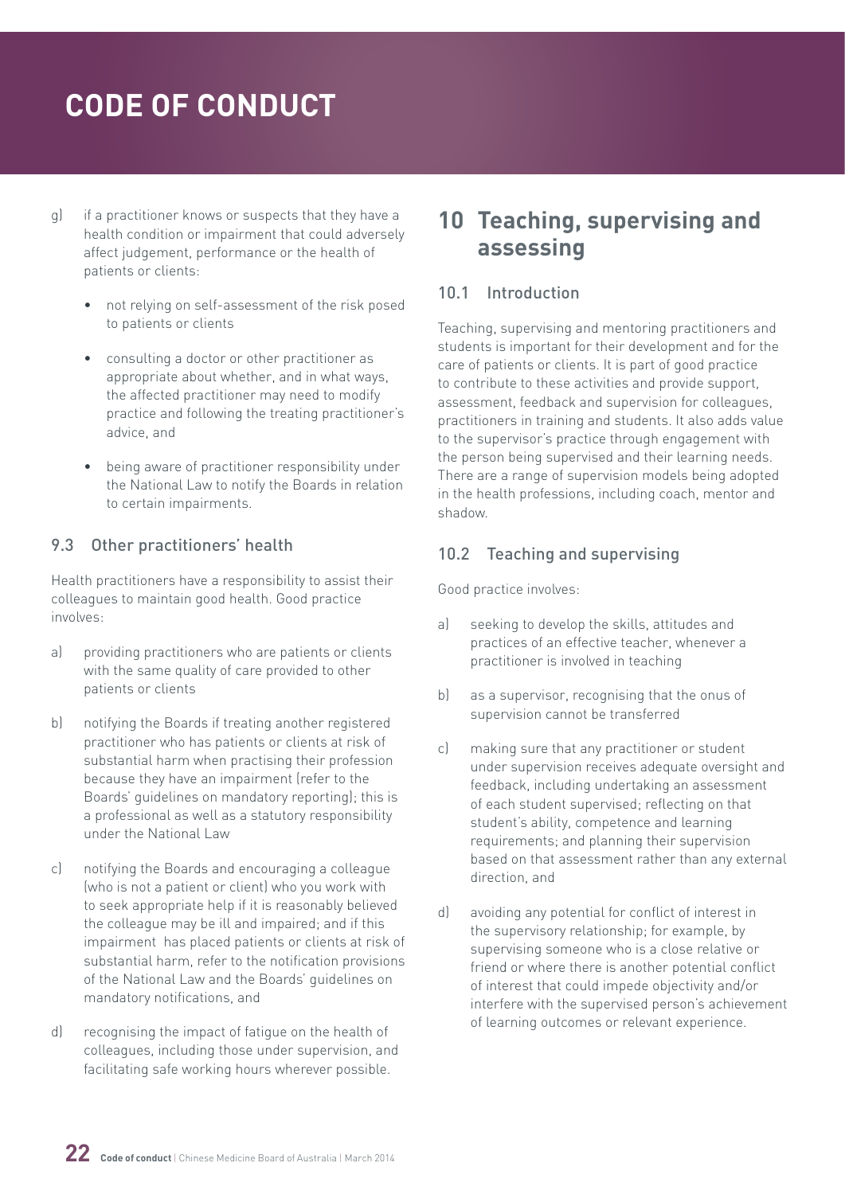g) if a practitioner knows or suspects that they have a health condition or impairment that could adversely affect judgement, performance or the health of patients or clients:
    - not relying on self-assessment of the risk posed to patients or clients
    - consulting a doctor or other practitioner as appropriate about whether, and in what ways, the affected practitioner may need to modify practice and following the treating practitioner's advice, and
    - being aware of practitioner responsibility under the National Law to notify the Boards in relation to certain impairments.

### 9.3 Other practitioners' health

Health practitioners have a responsibility to assist their colleagues to maintain good health. Good practice involves:

a) providing practitioners who are patients or clients with the same quality of care provided to other patients or clients

b) notifying the Boards if treating another registered practitioner who has patients or clients at risk of substantial harm when practising their profession because they have an impairment (refer to the Boards' guidelines on mandatory reporting); this is a professional as well as a statutory responsibility under the National Law

c) notifying the Boards and encouraging a colleague (who is not a patient or client) who you work with to seek appropriate help if it is reasonably believed the colleague may be ill and impaired; and if this impairment has placed patients or clients at risk of substantial harm, refer to the notification provisions of the National Law and the Boards' guidelines on mandatory notifications, and

d) recognising the impact of fatigue on the health of colleagues, including those under supervision, and facilitating safe working hours wherever possible.

## 10 Teaching, supervising and assessing

### 10.1 Introduction

Teaching, supervising and mentoring practitioners and students is important for their development and for the care of patients or clients. It is part of good practice to contribute to these activities and provide support, assessment, feedback and supervision for colleagues, practitioners in training and students. It also adds value to the supervisor's practice through engagement with the person being supervised and their learning needs. There are a range of supervision models being adopted in the health professions, including coach, mentor and shadow.

### 10.2 Teaching and supervising

Good practice involves:

a) seeking to develop the skills, attitudes and practices of an effective teacher, whenever a practitioner is involved in teaching

b) as a supervisor, recognising that the onus of supervision cannot be transferred

c) making sure that any practitioner or student under supervision receives adequate oversight and feedback, including undertaking an assessment of each student supervised; reflecting on that student's ability, competence and learning requirements; and planning their supervision based on that assessment rather than any external direction, and

d) avoiding any potential for conflict of interest in the supervisory relationship; for example, by supervising someone who is a close relative or friend or where there is another potential conflict of interest that could impede objectivity and/or interfere with the supervised person's achievement of learning outcomes or relevant experience.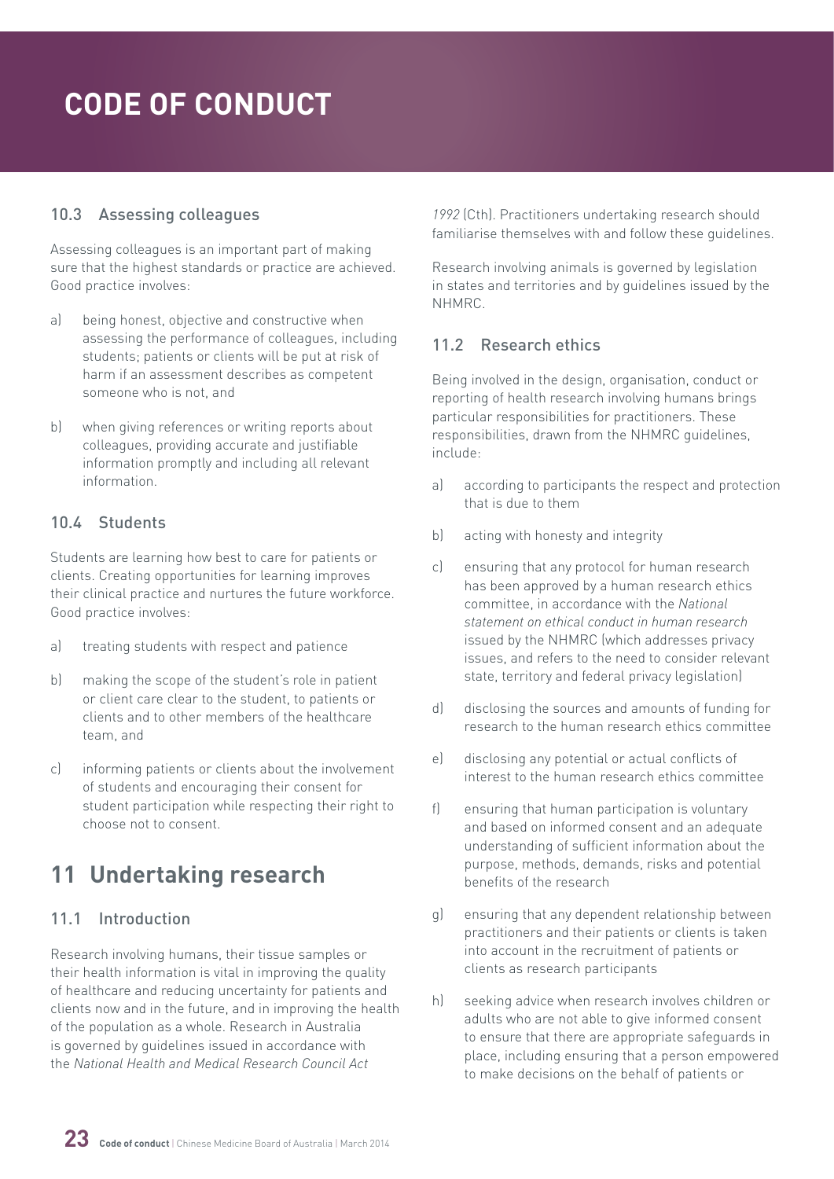### 10.3 Assessing colleagues

Assessing colleagues is an important part of making sure that the highest standards or practice are achieved. Good practice involves:

a) being honest, objective and constructive when assessing the performance of colleagues, including students; patients or clients will be put at risk of harm if an assessment describes as competent someone who is not, and

b) when giving references or writing reports about colleagues, providing accurate and justifiable information promptly and including all relevant information.

### 10.4 Students

Students are learning how best to care for patients or clients. Creating opportunities for learning improves their clinical practice and nurtures the future workforce. Good practice involves:

a) treating students with respect and patience

b) making the scope of the student's role in patient or client care clear to the student, to patients or clients and to other members of the healthcare team, and

c) informing patients or clients about the involvement of students and encouraging their consent for student participation while respecting their right to choose not to consent.

## 11 Undertaking research

### 11.1 Introduction

Research involving humans, their tissue samples or their health information is vital in improving the quality of healthcare and reducing uncertainty for patients and clients now and in the future, and in improving the health of the population as a whole. Research in Australia is governed by guidelines issued in accordance with the *National Health and Medical Research Council Act 1992* (Cth). Practitioners undertaking research should familiarise themselves with and follow these guidelines.

Research involving animals is governed by legislation in states and territories and by guidelines issued by the NHMRC.

### 11.2 Research ethics

Being involved in the design, organisation, conduct or reporting of health research involving humans brings particular responsibilities for practitioners. These responsibilities, drawn from the NHMRC guidelines, include:

a) according to participants the respect and protection that is due to them

b) acting with honesty and integrity

c) ensuring that any protocol for human research has been approved by a human research ethics committee, in accordance with the *National statement on ethical conduct in human research* issued by the NHMRC (which addresses privacy issues, and refers to the need to consider relevant state, territory and federal privacy legislation)

d) disclosing the sources and amounts of funding for research to the human research ethics committee

e) disclosing any potential or actual conflicts of interest to the human research ethics committee

f) ensuring that human participation is voluntary and based on informed consent and an adequate understanding of sufficient information about the purpose, methods, demands, risks and potential benefits of the research

g) ensuring that any dependent relationship between practitioners and their patients or clients is taken into account in the recruitment of patients or clients as research participants

h) seeking advice when research involves children or adults who are not able to give informed consent to ensure that there are appropriate safeguards in place, including ensuring that a person empowered to make decisions on the behalf of patients or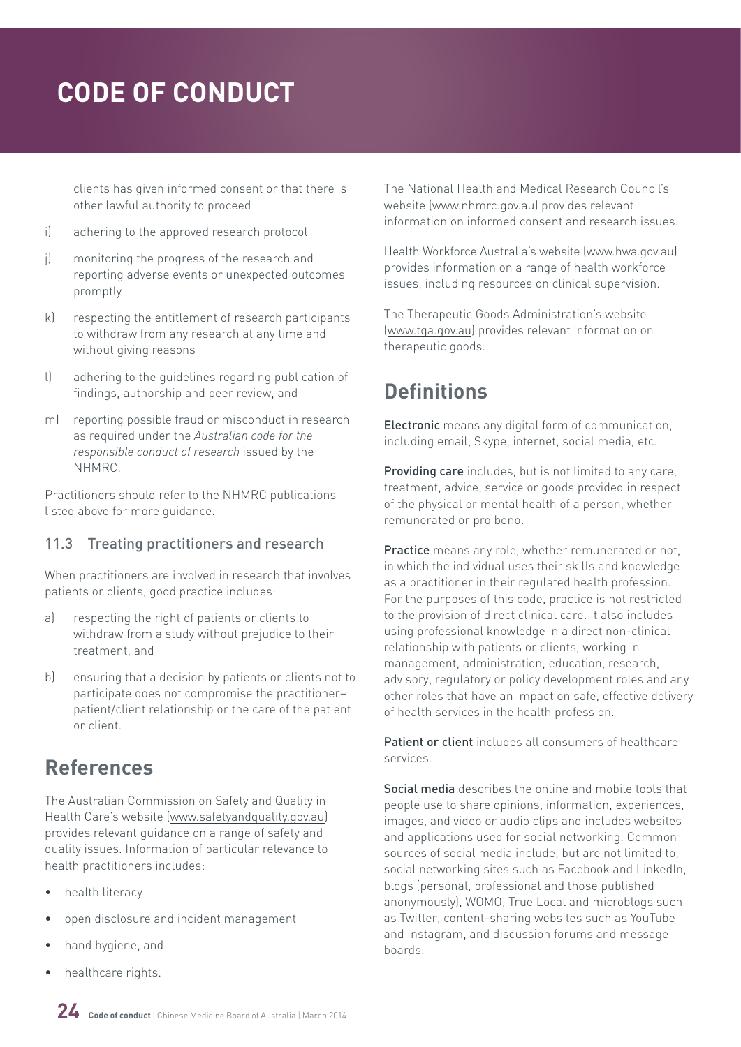clients has given informed consent or that there is other lawful authority to proceed

i) adhering to the approved research protocol

j) monitoring the progress of the research and reporting adverse events or unexpected outcomes promptly

k) respecting the entitlement of research participants to withdraw from any research at any time and without giving reasons

l) adhering to the guidelines regarding publication of findings, authorship and peer review, and

m) reporting possible fraud or misconduct in research as required under the *Australian code for the responsible conduct of research* issued by the NHMRC.

Practitioners should refer to the NHMRC publications listed above for more guidance.

### 11.3 Treating practitioners and research

When practitioners are involved in research that involves patients or clients, good practice includes:

a) respecting the right of patients or clients to withdraw from a study without prejudice to their treatment, and

b) ensuring that a decision by patients or clients not to participate does not compromise the practitioner–patient/client relationship or the care of the patient or client.

## References

The Australian Commission on Safety and Quality in Health Care's website (www.safetyandquality.gov.au) provides relevant guidance on a range of safety and quality issues. Information of particular relevance to health practitioners includes:

- health literacy
- open disclosure and incident management
- hand hygiene, and
- healthcare rights.

The National Health and Medical Research Council's website (www.nhmrc.gov.au) provides relevant information on informed consent and research issues.

Health Workforce Australia's website (www.hwa.gov.au) provides information on a range of health workforce issues, including resources on clinical supervision.

The Therapeutic Goods Administration's website (www.tga.gov.au) provides relevant information on therapeutic goods.

## Definitions

**Electronic** means any digital form of communication, including email, Skype, internet, social media, etc.

**Providing care** includes, but is not limited to any care, treatment, advice, service or goods provided in respect of the physical or mental health of a person, whether remunerated or pro bono.

**Practice** means any role, whether remunerated or not, in which the individual uses their skills and knowledge as a practitioner in their regulated health profession. For the purposes of this code, practice is not restricted to the provision of direct clinical care. It also includes using professional knowledge in a direct non-clinical relationship with patients or clients, working in management, administration, education, research, advisory, regulatory or policy development roles and any other roles that have an impact on safe, effective delivery of health services in the health profession.

**Patient or client** includes all consumers of healthcare services.

**Social media** describes the online and mobile tools that people use to share opinions, information, experiences, images, and video or audio clips and includes websites and applications used for social networking. Common sources of social media include, but are not limited to, social networking sites such as Facebook and LinkedIn, blogs (personal, professional and those published anonymously), WOMO, True Local and microblogs such as Twitter, content-sharing websites such as YouTube and Instagram, and discussion forums and message boards.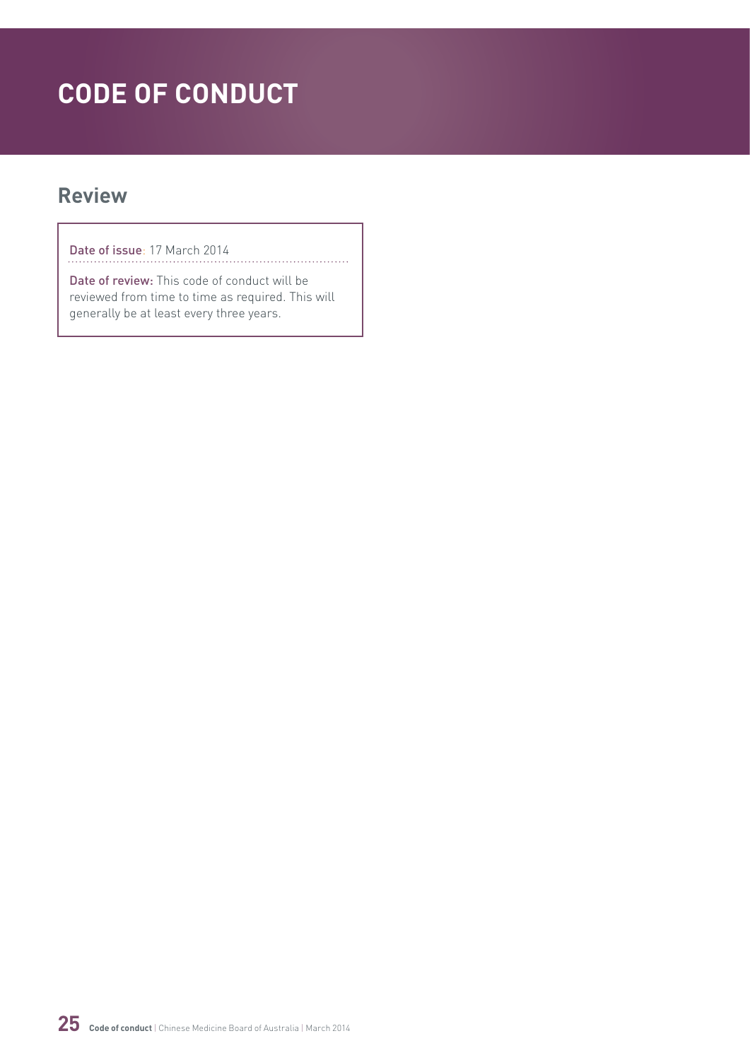# CODE OF CONDUCT

## Review

Date of issue: 17 March 2014

Date of review: This code of conduct will be reviewed from time to time as required. This will generally be at least every three years.